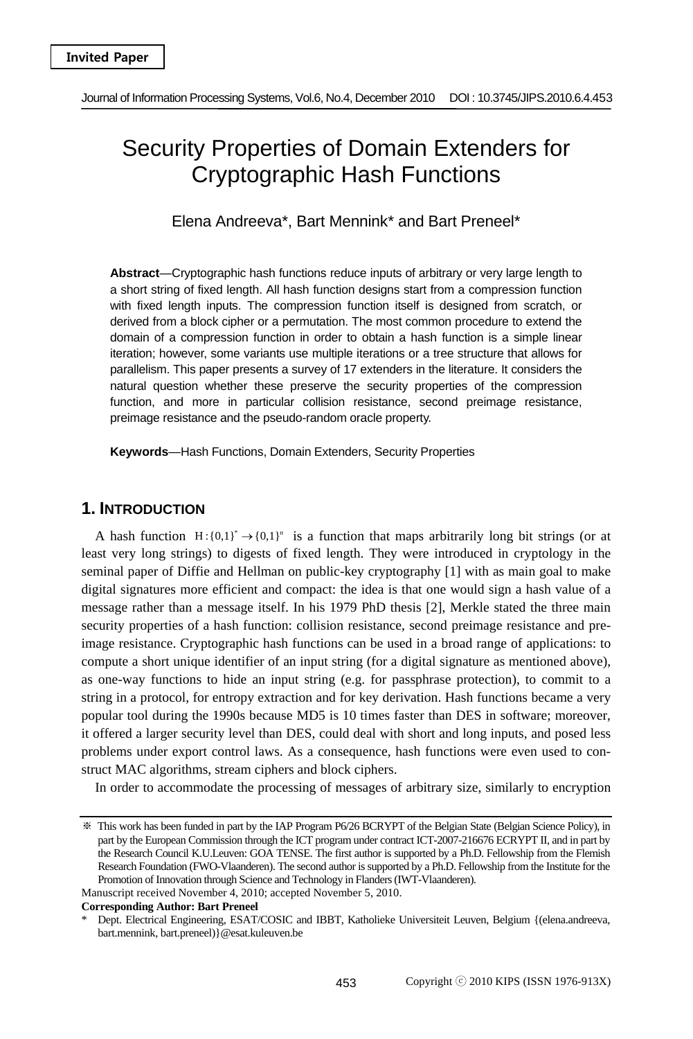Invited Paper

# Security Properties of Domain Extenders for Cryptographic Hash Functions

Elena Andreeva*, Bart Mennink* and Bart Preneel*

**Abstract**—Cryptographic hash functions reduce inputs of arbitrary or very large length to a short string of fixed length. All hash function designs start from a compression function with fixed length inputs. The compression function itself is designed from scratch, or derived from a block cipher or a permutation. The most common procedure to extend the domain of a compression function in order to obtain a hash function is a simple linear iteration; however, some variants use multiple iterations or a tree structure that allows for parallelism. This paper presents a survey of 17 extenders in the literature. It considers the natural question whether these preserve the security properties of the compression function, and more in particular collision resistance, second preimage resistance, preimage resistance and the pseudo-random oracle property.

**Keywords**—Hash Functions, Domain Extenders, Security Properties

## 1. Introduction

A hash function $H: \{0,1\}^* \rightarrow \{0,1\}^n$ is a function that maps arbitrarily long bit strings (or at least very long strings) to digests of fixed length. They were introduced in cryptology in the seminal paper of Diffie and Hellman on public-key cryptography [1] with as main goal to make digital signatures more efficient and compact: the idea is that one would sign a hash value of a message rather than a message itself. In his 1979 PhD thesis [2], Merkle stated the three main security properties of a hash function: collision resistance, second preimage resistance and pre-image resistance. Cryptographic hash functions can be used in a broad range of applications: to compute a short unique identifier of an input string (for a digital signature as mentioned above), as one-way functions to hide an input string (e.g. for passphrase protection), to commit to a string in a protocol, for entropy extraction and for key derivation. Hash functions became a very popular tool during the 1990s because MD5 is 10 times faster than DES in software; moreover, it offered a larger security level than DES, could deal with short and long inputs, and posed less problems under export control laws. As a consequence, hash functions were even used to construct MAC algorithms, stream ciphers and block ciphers.

In order to accommodate the processing of messages of arbitrary size, similarly to encryption

---

※ This work has been funded in part by the IAP Program P6/26 BCRYPT of the Belgian State (Belgian Science Policy), in part by the European Commission through the ICT program under contract ICT-2007-216676 ECRYPT II, and in part by the Research Council K.U.Leuven: GOA TENSE. The first author is supported by a Ph.D. Fellowship from the Flemish Research Foundation (FWO-Vlaanderen). The second author is supported by a Ph.D. Fellowship from the Institute for the Promotion of Innovation through Science and Technology in Flanders (IWT-Vlaanderen).

Manuscript received November 4, 2010; accepted November 5, 2010.

**Corresponding Author: Bart Preneel**

\* Dept. Electrical Engineering, ESAT/COSIC and IBBT, Katholieke Universiteit Leuven, Belgium {(elena.andreeva, bart.mennink, bart.preneel)}@esat.kuleuven.be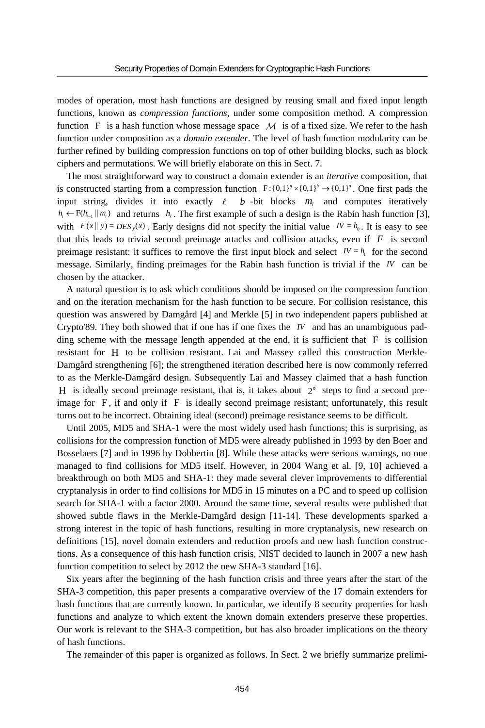modes of operation, most hash functions are designed by reusing small and fixed input length functions, known as *compression functions*, under some composition method. A compression function $\mathrm{F}$ is a hash function whose message space $\mathcal{M}$ is of a fixed size. We refer to the hash function under composition as a *domain extender*. The level of hash function modularity can be further refined by building compression functions on top of other building blocks, such as block ciphers and permutations. We will briefly elaborate on this in Sect. 7.

The most straightforward way to construct a domain extender is an *iterative* composition, that is constructed starting from a compression function $\mathrm{F}:\{0,1\}^n \times \{0,1\}^b \rightarrow \{0,1\}^n$. One first pads the input string, divides it into exactly $\ell$ $b$-bit blocks $m_i$ and computes iteratively $h_i \leftarrow \mathrm{F}(h_{i-1} \| m_i)$ and returns $h_\ell$. The first example of such a design is the Rabin hash function [3], with $F(x \| y) = DES_y(x)$. Early designs did not specify the initial value $IV = h_0$. It is easy to see that this leads to trivial second preimage attacks and collision attacks, even if $F$ is second preimage resistant: it suffices to remove the first input block and select $IV = h_1$ for the second message. Similarly, finding preimages for the Rabin hash function is trivial if the $IV$ can be chosen by the attacker.

A natural question is to ask which conditions should be imposed on the compression function and on the iteration mechanism for the hash function to be secure. For collision resistance, this question was answered by Damgård [4] and Merkle [5] in two independent papers published at Crypto'89. They both showed that if one has if one fixes the $IV$ and has an unambiguous padding scheme with the message length appended at the end, it is sufficient that $\mathrm{F}$ is collision resistant for $\mathrm{H}$ to be collision resistant. Lai and Massey called this construction Merkle-Damgård strengthening [6]; the strengthened iteration described here is now commonly referred to as the Merkle-Damgård design. Subsequently Lai and Massey claimed that a hash function $\mathrm{H}$ is ideally second preimage resistant, that is, it takes about $2^n$ steps to find a second preimage for $\mathrm{F}$, if and only if $\mathrm{F}$ is ideally second preimage resistant; unfortunately, this result turns out to be incorrect. Obtaining ideal (second) preimage resistance seems to be difficult.

Until 2005, MD5 and SHA-1 were the most widely used hash functions; this is surprising, as collisions for the compression function of MD5 were already published in 1993 by den Boer and Bosselaers [7] and in 1996 by Dobbertin [8]. While these attacks were serious warnings, no one managed to find collisions for MD5 itself. However, in 2004 Wang et al. [9, 10] achieved a breakthrough on both MD5 and SHA-1: they made several clever improvements to differential cryptanalysis in order to find collisions for MD5 in 15 minutes on a PC and to speed up collision search for SHA-1 with a factor 2000. Around the same time, several results were published that showed subtle flaws in the Merkle-Damgård design [11-14]. These developments sparked a strong interest in the topic of hash functions, resulting in more cryptanalysis, new research on definitions [15], novel domain extenders and reduction proofs and new hash function constructions. As a consequence of this hash function crisis, NIST decided to launch in 2007 a new hash function competition to select by 2012 the new SHA-3 standard [16].

Six years after the beginning of the hash function crisis and three years after the start of the SHA-3 competition, this paper presents a comparative overview of the 17 domain extenders for hash functions that are currently known. In particular, we identify 8 security properties for hash functions and analyze to which extent the known domain extenders preserve these properties. Our work is relevant to the SHA-3 competition, but has also broader implications on the theory of hash functions.

The remainder of this paper is organized as follows. In Sect. 2 we briefly summarize prelimi-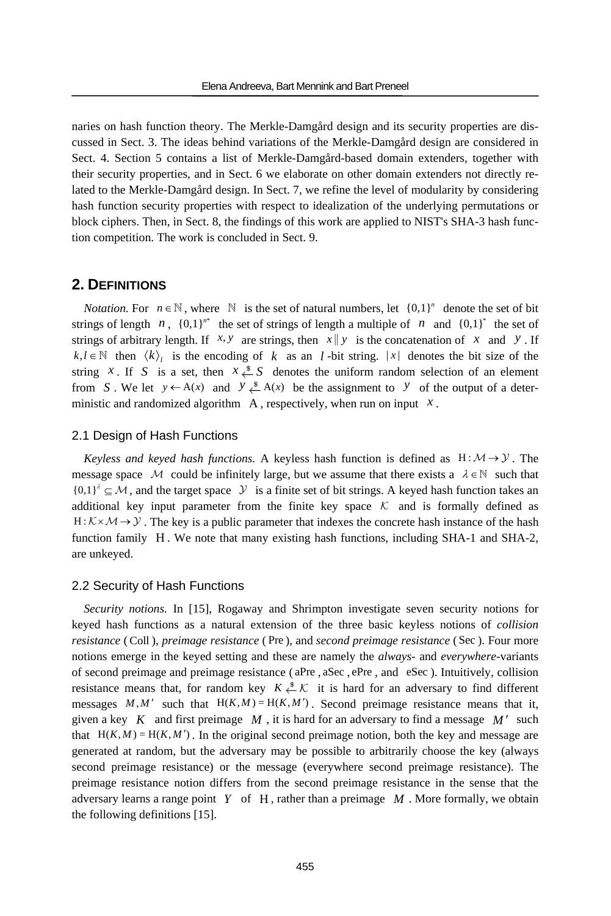naries on hash function theory. The Merkle-Damgård design and its security properties are discussed in Sect. 3. The ideas behind variations of the Merkle-Damgård design are considered in Sect. 4. Section 5 contains a list of Merkle-Damgård-based domain extenders, together with their security properties, and in Sect. 6 we elaborate on other domain extenders not directly related to the Merkle-Damgård design. In Sect. 7, we refine the level of modularity by considering hash function security properties with respect to idealization of the underlying permutations or block ciphers. Then, in Sect. 8, the findings of this work are applied to NIST's SHA-3 hash function competition. The work is concluded in Sect. 9.

## 2. DEFINITIONS

*Notation.* For $n \in \mathbb{N}$, where $\mathbb{N}$ is the set of natural numbers, let $\{0,1\}^n$ denote the set of bit strings of length $n$, $\{0,1\}^{n*}$ the set of strings of length a multiple of $n$ and $\{0,1\}^*$ the set of strings of arbitrary length. If $x, y$ are strings, then $x \| y$ is the concatenation of $x$ and $y$. If $k, l \in \mathbb{N}$ then $\langle k \rangle_l$ is the encoding of $k$ as an $l$-bit string. $|x|$ denotes the bit size of the string $x$. If $S$ is a set, then $x \xleftarrow{\$} S$ denotes the uniform random selection of an element from $S$. We let $y \leftarrow \mathrm{A}(x)$ and $y \xleftarrow{\$} \mathrm{A}(x)$ be the assignment to $y$ of the output of a deterministic and randomized algorithm $\mathrm{A}$, respectively, when run on input $x$.

### 2.1 Design of Hash Functions

*Keyless and keyed hash functions.* A keyless hash function is defined as $\mathrm{H}: \mathcal{M} \to \mathcal{Y}$. The message space $\mathcal{M}$ could be infinitely large, but we assume that there exists a $\lambda \in \mathbb{N}$ such that $\{0,1\}^\lambda \subseteq \mathcal{M}$, and the target space $\mathcal{Y}$ is a finite set of bit strings. A keyed hash function takes an additional key input parameter from the finite key space $\mathcal{K}$ and is formally defined as $\mathrm{H}: \mathcal{K} \times \mathcal{M} \to \mathcal{Y}$. The key is a public parameter that indexes the concrete hash instance of the hash function family $\mathrm{H}$. We note that many existing hash functions, including SHA-1 and SHA-2, are unkeyed.

### 2.2 Security of Hash Functions

*Security notions.* In [15], Rogaway and Shrimpton investigate seven security notions for keyed hash functions as a natural extension of the three basic keyless notions of *collision resistance* ($\mathrm{Coll}$), *preimage resistance* ($\mathrm{Pre}$), and *second preimage resistance* ($\mathrm{Sec}$). Four more notions emerge in the keyed setting and these are namely the *always*- and *everywhere*-variants of second preimage and preimage resistance ($\mathrm{aPre}$, $\mathrm{aSec}$, $\mathrm{ePre}$, and $\mathrm{eSec}$). Intuitively, collision resistance means that, for random key $K \xleftarrow{\$} \mathcal{K}$ it is hard for an adversary to find different messages $M, M'$ such that $\mathrm{H}(K, M) = \mathrm{H}(K, M')$. Second preimage resistance means that it, given a key $K$ and first preimage $M$, it is hard for an adversary to find a message $M'$ such that $\mathrm{H}(K, M) = \mathrm{H}(K, M')$. In the original second preimage notion, both the key and message are generated at random, but the adversary may be possible to arbitrarily choose the key (always second preimage resistance) or the message (everywhere second preimage resistance). The preimage resistance notion differs from the second preimage resistance in the sense that the adversary learns a range point $Y$ of $\mathrm{H}$, rather than a preimage $M$. More formally, we obtain the following definitions [15].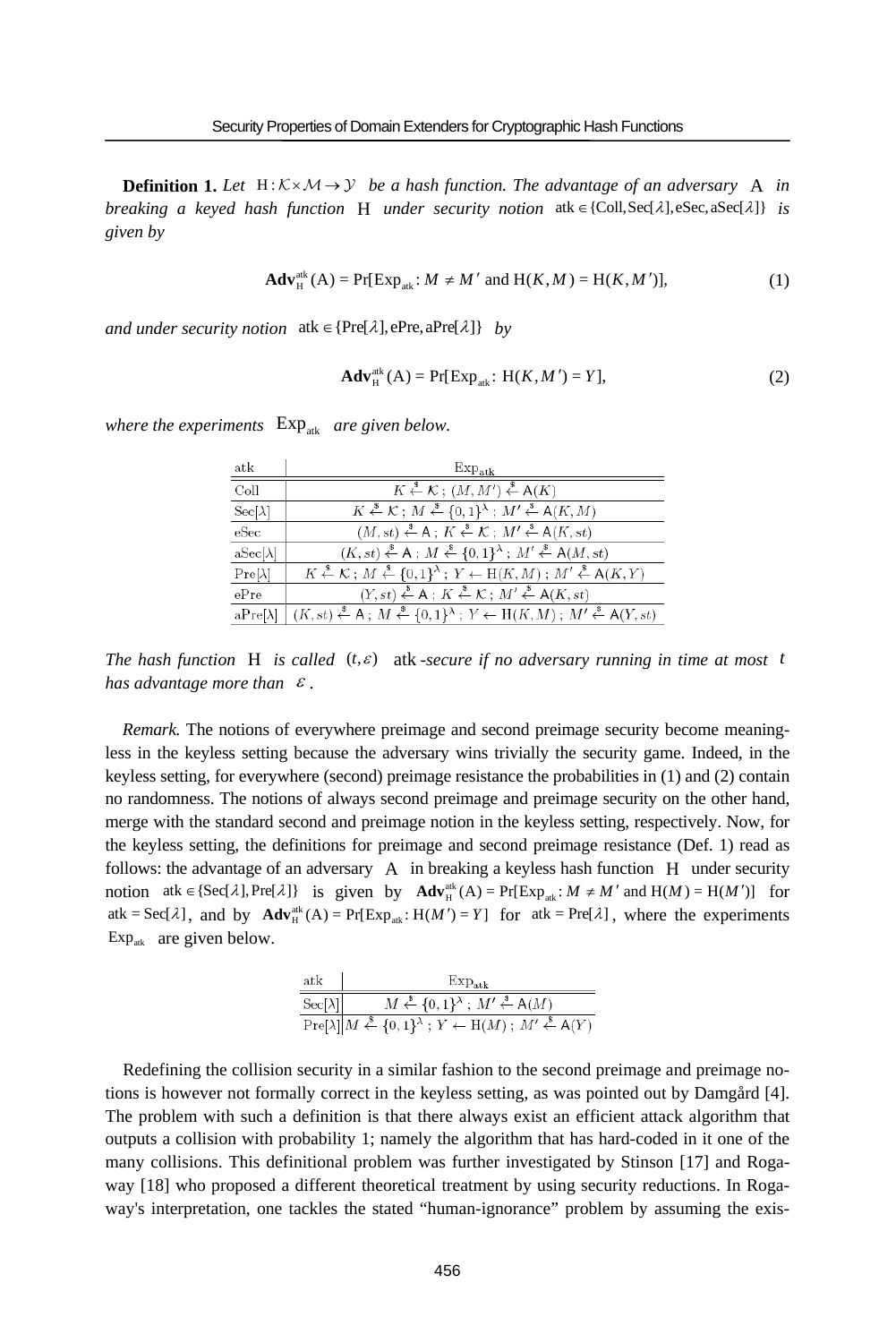**Definition 1.** *Let* $\mathrm{H}:\mathcal{K}\times\mathcal{M}\to\mathcal{Y}$ *be a hash function. The advantage of an adversary* $\mathrm{A}$ *in breaking a keyed hash function* $\mathrm{H}$ *under security notion* $\mathrm{atk}\in\{\mathrm{Coll},\mathrm{Sec}[\lambda],\mathrm{eSec},\mathrm{aSec}[\lambda]\}$ *is given by*

$$\mathbf{Adv}_{\mathrm{H}}^{\mathrm{atk}}(\mathrm{A}) = \Pr[\mathrm{Exp}_{\mathrm{atk}} : M \neq M' \text{ and } \mathrm{H}(K,M) = \mathrm{H}(K,M')], \tag{1}$$

*and under security notion* $\mathrm{atk}\in\{\mathrm{Pre}[\lambda],\mathrm{ePre},\mathrm{aPre}[\lambda]\}$ *by*

$$\mathbf{Adv}_{\mathrm{H}}^{\mathrm{atk}}(\mathrm{A}) = \Pr[\mathrm{Exp}_{\mathrm{atk}} : \mathrm{H}(K,M') = Y], \tag{2}$$

*where the experiments* $\mathrm{Exp}_{\mathrm{atk}}$ *are given below.*

| atk | $\mathrm{Exp}_{\mathrm{atk}}$ |
|---|---|
| Coll | $K \xleftarrow{\$} \mathcal{K}$ ; $(M,M') \xleftarrow{\$} \mathsf{A}(K)$ |
| Sec[λ] | $K \xleftarrow{\$} \mathcal{K}$ ; $M \xleftarrow{\$} \{0,1\}^{\lambda}$ ; $M' \xleftarrow{\$} \mathsf{A}(K,M)$ |
| eSec | $(M,st) \xleftarrow{\$} \mathsf{A}$ ; $K \xleftarrow{\$} \mathcal{K}$ ; $M' \xleftarrow{\$} \mathsf{A}(K,st)$ |
| aSec[λ] | $(K,st) \xleftarrow{\$} \mathsf{A}$ ; $M \xleftarrow{\$} \{0,1\}^{\lambda}$ ; $M' \xleftarrow{\$} \mathsf{A}(M,st)$ |
| Pre[λ] | $K \xleftarrow{\$} \mathcal{K}$ ; $M \xleftarrow{\$} \{0,1\}^{\lambda}$ ; $Y \leftarrow \mathrm{H}(K,M)$ ; $M' \xleftarrow{\$} \mathsf{A}(K,Y)$ |
| ePre | $(Y,st) \xleftarrow{\$} \mathsf{A}$ ; $K \xleftarrow{\$} \mathcal{K}$ ; $M' \xleftarrow{\$} \mathsf{A}(K,st)$ |
| aPre[λ] | $(K,st) \xleftarrow{\$} \mathsf{A}$ ; $M \xleftarrow{\$} \{0,1\}^{\lambda}$ ; $Y \leftarrow \mathrm{H}(K,M)$ ; $M' \xleftarrow{\$} \mathsf{A}(Y,st)$ |

*The hash function* $\mathrm{H}$ *is called* $(t,\varepsilon)$ $\mathrm{atk}$*-secure if no adversary running in time at most* $t$ *has advantage more than* $\varepsilon$.

*Remark.* The notions of everywhere preimage and second preimage security become meaningless in the keyless setting because the adversary wins trivially the security game. Indeed, in the keyless setting, for everywhere (second) preimage resistance the probabilities in (1) and (2) contain no randomness. The notions of always second preimage and preimage security on the other hand, merge with the standard second and preimage notion in the keyless setting, respectively. Now, for the keyless setting, the definitions for preimage and second preimage resistance (Def. 1) read as follows: the advantage of an adversary $\mathrm{A}$ in breaking a keyless hash function $\mathrm{H}$ under security notion $\mathrm{atk}\in\{\mathrm{Sec}[\lambda],\mathrm{Pre}[\lambda]\}$ is given by $\mathbf{Adv}_{\mathrm{H}}^{\mathrm{atk}}(\mathrm{A}) = \Pr[\mathrm{Exp}_{\mathrm{atk}} : M \neq M' \text{ and } \mathrm{H}(M) = \mathrm{H}(M')]$ for $\mathrm{atk} = \mathrm{Sec}[\lambda]$, and by $\mathbf{Adv}_{\mathrm{H}}^{\mathrm{atk}}(\mathrm{A}) = \Pr[\mathrm{Exp}_{\mathrm{atk}} : \mathrm{H}(M') = Y]$ for $\mathrm{atk} = \mathrm{Pre}[\lambda]$, where the experiments $\mathrm{Exp}_{\mathrm{atk}}$ are given below.

| atk | $\mathrm{Exp}_{\mathrm{atk}}$ |
|---|---|
| Sec[λ] | $M \xleftarrow{\$} \{0,1\}^{\lambda}$ ; $M' \xleftarrow{\$} \mathsf{A}(M)$ |
| Pre[λ] | $M \xleftarrow{\$} \{0,1\}^{\lambda}$ ; $Y \leftarrow \mathrm{H}(M)$ ; $M' \xleftarrow{\$} \mathsf{A}(Y)$ |

Redefining the collision security in a similar fashion to the second preimage and preimage notions is however not formally correct in the keyless setting, as was pointed out by Damgård [4]. The problem with such a definition is that there always exist an efficient attack algorithm that outputs a collision with probability 1; namely the algorithm that has hard-coded in it one of the many collisions. This definitional problem was further investigated by Stinson [17] and Rogaway [18] who proposed a different theoretical treatment by using security reductions. In Rogaway's interpretation, one tackles the stated "human-ignorance" problem by assuming the exis-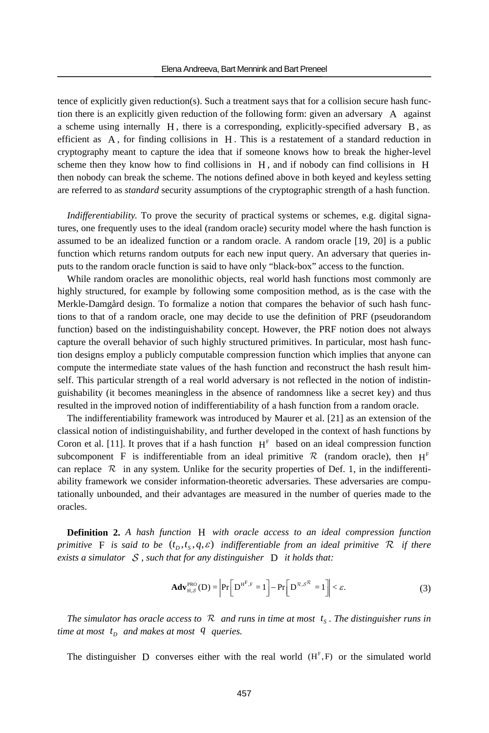tence of explicitly given reduction(s). Such a treatment says that for a collision secure hash function there is an explicitly given reduction of the following form: given an adversary $\mathrm{A}$ against a scheme using internally $\mathrm{H}$, there is a corresponding, explicitly-specified adversary $\mathrm{B}$, as efficient as $\mathrm{A}$, for finding collisions in $\mathrm{H}$. This is a restatement of a standard reduction in cryptography meant to capture the idea that if someone knows how to break the higher-level scheme then they know how to find collisions in $\mathrm{H}$, and if nobody can find collisions in $\mathrm{H}$ then nobody can break the scheme. The notions defined above in both keyed and keyless setting are referred to as *standard* security assumptions of the cryptographic strength of a hash function.

*Indifferentiability.* To prove the security of practical systems or schemes, e.g. digital signatures, one frequently uses to the ideal (random oracle) security model where the hash function is assumed to be an idealized function or a random oracle. A random oracle [19, 20] is a public function which returns random outputs for each new input query. An adversary that queries inputs to the random oracle function is said to have only "black-box" access to the function.

While random oracles are monolithic objects, real world hash functions most commonly are highly structured, for example by following some composition method, as is the case with the Merkle-Damgård design. To formalize a notion that compares the behavior of such hash functions to that of a random oracle, one may decide to use the definition of PRF (pseudorandom function) based on the indistinguishability concept. However, the PRF notion does not always capture the overall behavior of such highly structured primitives. In particular, most hash function designs employ a publicly computable compression function which implies that anyone can compute the intermediate state values of the hash function and reconstruct the hash result himself. This particular strength of a real world adversary is not reflected in the notion of indistinguishability (it becomes meaningless in the absence of randomness like a secret key) and thus resulted in the improved notion of indifferentiability of a hash function from a random oracle.

The indifferentiability framework was introduced by Maurer et al. [21] as an extension of the classical notion of indistinguishability, and further developed in the context of hash functions by Coron et al. [11]. It proves that if a hash function $\mathrm{H}^{\mathrm{F}}$ based on an ideal compression function subcomponent $\mathrm{F}$ is indifferentiable from an ideal primitive $\mathcal{R}$ (random oracle), then $\mathrm{H}^{\mathrm{F}}$ can replace $\mathcal{R}$ in any system. Unlike for the security properties of Def. 1, in the indifferentiability framework we consider information-theoretic adversaries. These adversaries are computationally unbounded, and their advantages are measured in the number of queries made to the oracles.

**Definition 2.** *A hash function $\mathrm{H}$ with oracle access to an ideal compression function primitive $\mathrm{F}$ is said to be $(t_D, t_S, q, \varepsilon)$ indifferentiable from an ideal primitive $\mathcal{R}$ if there exists a simulator $\mathcal{S}$, such that for any distinguisher $\mathrm{D}$ it holds that:*

$$\mathbf{Adv}^{\mathrm{PRO}}_{\mathrm{H},\mathcal{S}}(\mathrm{D}) = \left|\Pr\left[\mathrm{D}^{\mathrm{H}^{\mathrm{F}},\mathrm{F}} = 1\right] - \Pr\left[\mathrm{D}^{\mathcal{R},\mathcal{S}^{\mathcal{R}}} = 1\right]\right| < \varepsilon. \tag{3}$$

*The simulator has oracle access to $\mathcal{R}$ and runs in time at most $t_S$. The distinguisher runs in time at most $t_D$ and makes at most $q$ queries.*

The distinguisher $\mathrm{D}$ converses either with the real world $(\mathrm{H}^{\mathrm{F}}, \mathrm{F})$ or the simulated world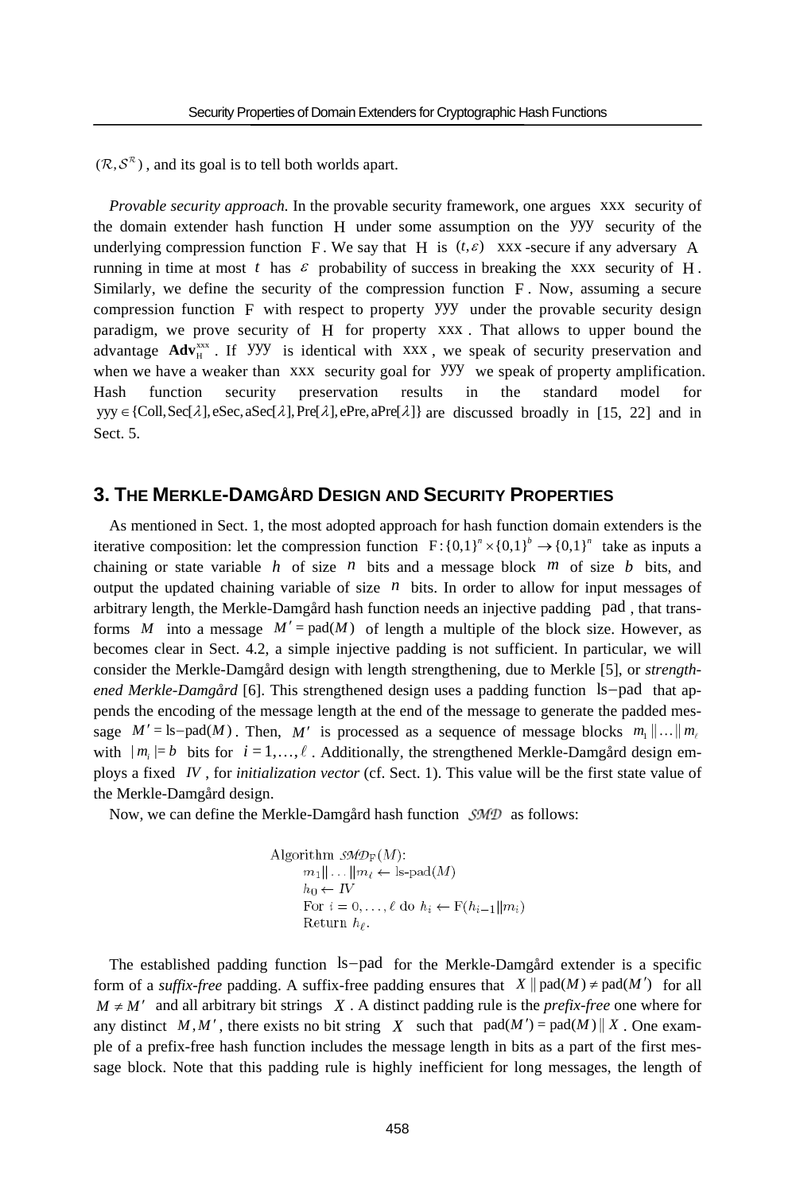$(\mathcal{R}, \mathcal{S}^{\mathcal{R}})$, and its goal is to tell both worlds apart.

*Provable security approach.* In the provable security framework, one argues xxx security of the domain extender hash function $\mathrm{H}$ under some assumption on the yyy security of the underlying compression function $\mathrm{F}$. We say that $\mathrm{H}$ is $(t,\varepsilon)$ xxx-secure if any adversary $\mathrm{A}$ running in time at most $t$ has $\varepsilon$ probability of success in breaking the xxx security of $\mathrm{H}$. Similarly, we define the security of the compression function $\mathrm{F}$. Now, assuming a secure compression function $\mathrm{F}$ with respect to property yyy under the provable security design paradigm, we prove security of $\mathrm{H}$ for property xxx. That allows to upper bound the advantage $\mathbf{Adv}_{\mathrm{H}}^{\mathrm{xxx}}$. If yyy is identical with xxx, we speak of security preservation and when we have a weaker than xxx security goal for yyy we speak of property amplification. Hash function security preservation results in the standard model for $\mathrm{yyy} \in \{\mathrm{Coll}, \mathrm{Sec}[\lambda], \mathrm{eSec}, \mathrm{aSec}[\lambda], \mathrm{Pre}[\lambda], \mathrm{ePre}, \mathrm{aPre}[\lambda]\}$ are discussed broadly in [15, 22] and in Sect. 5.

## 3. The Merkle-Damgård Design and Security Properties

As mentioned in Sect. 1, the most adopted approach for hash function domain extenders is the iterative composition: let the compression function $\mathrm{F}:\{0,1\}^n \times \{0,1\}^b \to \{0,1\}^n$ take as inputs a chaining or state variable $h$ of size $n$ bits and a message block $m$ of size $b$ bits, and output the updated chaining variable of size $n$ bits. In order to allow for input messages of arbitrary length, the Merkle-Damgård hash function needs an injective padding $\mathrm{pad}$, that transforms $M$ into a message $M' = \mathrm{pad}(M)$ of length a multiple of the block size. However, as becomes clear in Sect. 4.2, a simple injective padding is not sufficient. In particular, we will consider the Merkle-Damgård design with length strengthening, due to Merkle [5], or *strengthened Merkle-Damgård* [6]. This strengthened design uses a padding function $\mathrm{ls\text{-}pad}$ that appends the encoding of the message length at the end of the message to generate the padded message $M' = \mathrm{ls\text{-}pad}(M)$. Then, $M'$ is processed as a sequence of message blocks $m_1 \| \ldots \| m_\ell$ with $|m_i| = b$ bits for $i = 1, \ldots, \ell$. Additionally, the strengthened Merkle-Damgård design employs a fixed $IV$, for *initialization vector* (cf. Sect. 1). This value will be the first state value of the Merkle-Damgård design.

Now, we can define the Merkle-Damgård hash function $\mathcal{SMD}$ as follows:

```
Algorithm SMD_F(M):
    m_1||...||m_ℓ ← ls-pad(M)
    h_0 ← IV
    For i = 0,...,ℓ do h_i ← F(h_{i-1}||m_i)
    Return h_ℓ.
```

The established padding function $\mathrm{ls\text{-}pad}$ for the Merkle-Damgård extender is a specific form of a *suffix-free* padding. A suffix-free padding ensures that $X \| \mathrm{pad}(M) \neq \mathrm{pad}(M')$ for all $M \neq M'$ and all arbitrary bit strings $X$. A distinct padding rule is the *prefix-free* one where for any distinct $M, M'$, there exists no bit string $X$ such that $\mathrm{pad}(M') = \mathrm{pad}(M) \| X$. One example of a prefix-free hash function includes the message length in bits as a part of the first message block. Note that this padding rule is highly inefficient for long messages, the length of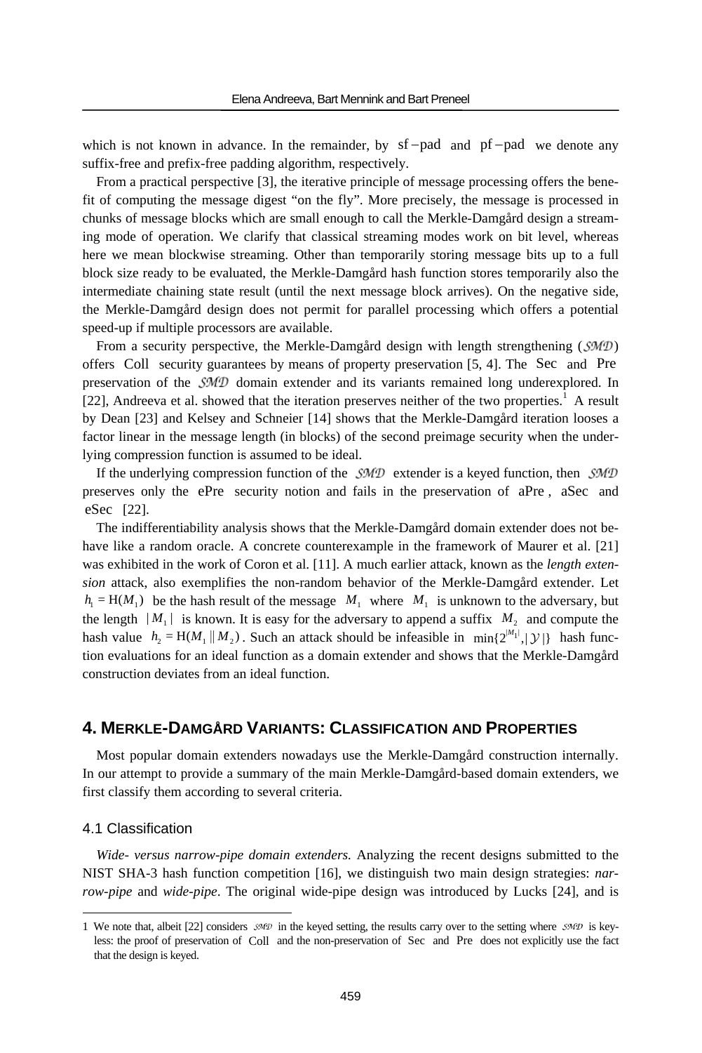which is not known in advance. In the remainder, by $\text{sf}-\text{pad}$ and $\text{pf}-\text{pad}$ we denote any suffix-free and prefix-free padding algorithm, respectively.

From a practical perspective [3], the iterative principle of message processing offers the benefit of computing the message digest "on the fly". More precisely, the message is processed in chunks of message blocks which are small enough to call the Merkle-Damgård design a streaming mode of operation. We clarify that classical streaming modes work on bit level, whereas here we mean blockwise streaming. Other than temporarily storing message bits up to a full block size ready to be evaluated, the Merkle-Damgård hash function stores temporarily also the intermediate chaining state result (until the next message block arrives). On the negative side, the Merkle-Damgård design does not permit for parallel processing which offers a potential speed-up if multiple processors are available.

From a security perspective, the Merkle-Damgård design with length strengthening ($\mathcal{SMD}$) offers $\text{Coll}$ security guarantees by means of property preservation [5, 4]. The $\text{Sec}$ and $\text{Pre}$ preservation of the $\mathcal{SMD}$ domain extender and its variants remained long underexplored. In [22], Andreeva et al. showed that the iteration preserves neither of the two properties.[1] A result by Dean [23] and Kelsey and Schneier [14] shows that the Merkle-Damgård iteration looses a factor linear in the message length (in blocks) of the second preimage security when the underlying compression function is assumed to be ideal.

If the underlying compression function of the $\mathcal{SMD}$ extender is a keyed function, then $\mathcal{SMD}$ preserves only the $\text{ePre}$ security notion and fails in the preservation of $\text{aPre}$, $\text{aSec}$ and $\text{eSec}$ [22].

The indifferentiability analysis shows that the Merkle-Damgård domain extender does not behave like a random oracle. A concrete counterexample in the framework of Maurer et al. [21] was exhibited in the work of Coron et al. [11]. A much earlier attack, known as the *length extension* attack, also exemplifies the non-random behavior of the Merkle-Damgård extender. Let $h_1 = \text{H}(M_1)$ be the hash result of the message $M_1$ where $M_1$ is unknown to the adversary, but the length $|M_1|$ is known. It is easy for the adversary to append a suffix $M_2$ and compute the hash value $h_2 = \text{H}(M_1 \| M_2)$. Such an attack should be infeasible in $\min\{2^{|M_1|}, |\mathcal{Y}|\}$ hash function evaluations for an ideal function as a domain extender and shows that the Merkle-Damgård construction deviates from an ideal function.

## 4. Merkle-Damgård Variants: Classification and Properties

Most popular domain extenders nowadays use the Merkle-Damgård construction internally. In our attempt to provide a summary of the main Merkle-Damgård-based domain extenders, we first classify them according to several criteria.

### 4.1 Classification

*Wide- versus narrow-pipe domain extenders.* Analyzing the recent designs submitted to the NIST SHA-3 hash function competition [16], we distinguish two main design strategies: *narrow-pipe* and *wide-pipe*. The original wide-pipe design was introduced by Lucks [24], and is

[1] We note that, albeit [22] considers $\mathcal{SMD}$ in the keyed setting, the results carry over to the setting where $\mathcal{SMD}$ is keyless: the proof of preservation of $\text{Coll}$ and the non-preservation of $\text{Sec}$ and $\text{Pre}$ does not explicitly use the fact that the design is keyed.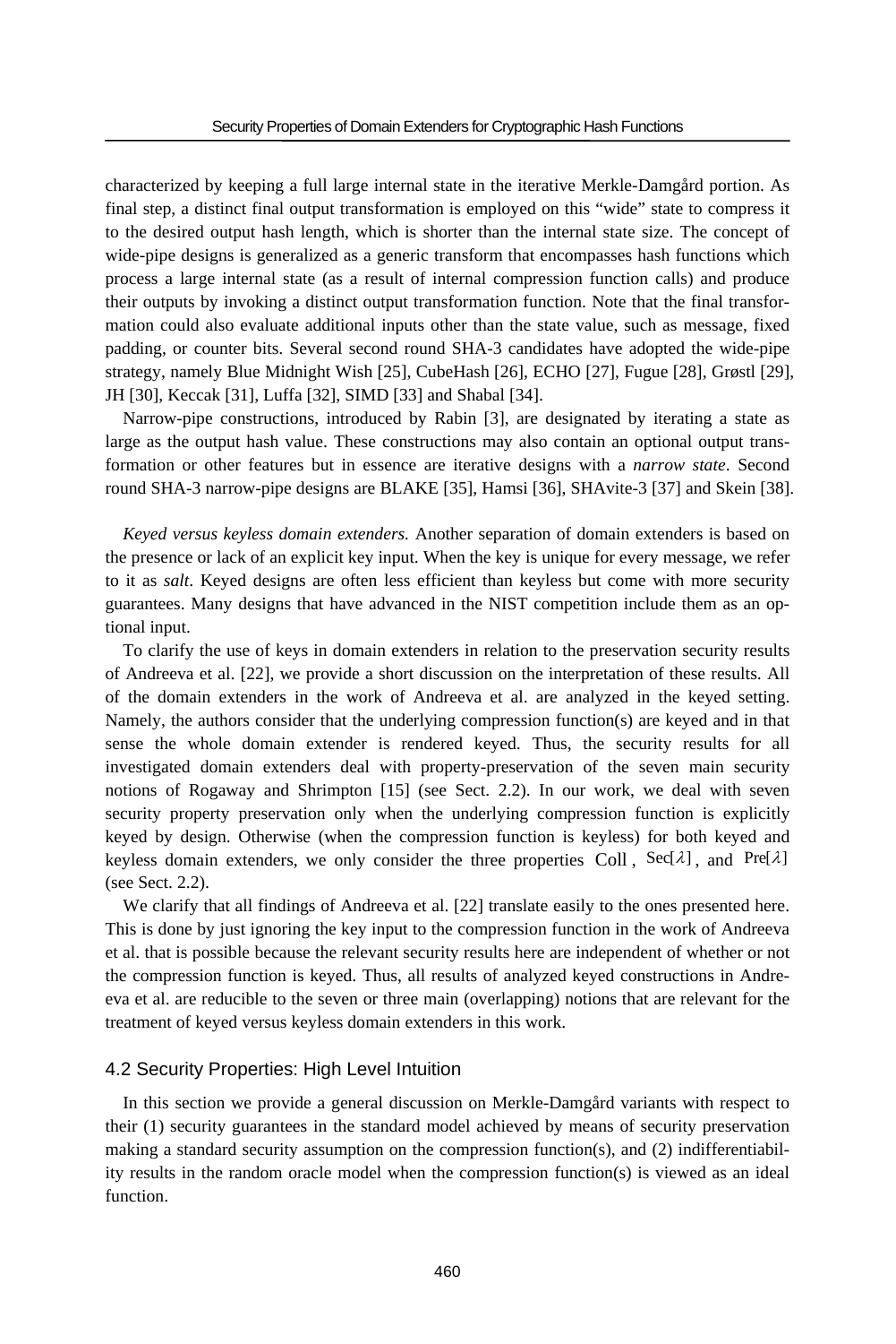characterized by keeping a full large internal state in the iterative Merkle-Damgård portion. As final step, a distinct final output transformation is employed on this "wide" state to compress it to the desired output hash length, which is shorter than the internal state size. The concept of wide-pipe designs is generalized as a generic transform that encompasses hash functions which process a large internal state (as a result of internal compression function calls) and produce their outputs by invoking a distinct output transformation function. Note that the final transformation could also evaluate additional inputs other than the state value, such as message, fixed padding, or counter bits. Several second round SHA-3 candidates have adopted the wide-pipe strategy, namely Blue Midnight Wish [25], CubeHash [26], ECHO [27], Fugue [28], Grøstl [29], JH [30], Keccak [31], Luffa [32], SIMD [33] and Shabal [34].

Narrow-pipe constructions, introduced by Rabin [3], are designated by iterating a state as large as the output hash value. These constructions may also contain an optional output transformation or other features but in essence are iterative designs with a *narrow state*. Second round SHA-3 narrow-pipe designs are BLAKE [35], Hamsi [36], SHAvite-3 [37] and Skein [38].

*Keyed versus keyless domain extenders.* Another separation of domain extenders is based on the presence or lack of an explicit key input. When the key is unique for every message, we refer to it as *salt*. Keyed designs are often less efficient than keyless but come with more security guarantees. Many designs that have advanced in the NIST competition include them as an optional input.

To clarify the use of keys in domain extenders in relation to the preservation security results of Andreeva et al. [22], we provide a short discussion on the interpretation of these results. All of the domain extenders in the work of Andreeva et al. are analyzed in the keyed setting. Namely, the authors consider that the underlying compression function(s) are keyed and in that sense the whole domain extender is rendered keyed. Thus, the security results for all investigated domain extenders deal with property-preservation of the seven main security notions of Rogaway and Shrimpton [15] (see Sect. 2.2). In our work, we deal with seven security property preservation only when the underlying compression function is explicitly keyed by design. Otherwise (when the compression function is keyless) for both keyed and keyless domain extenders, we only consider the three properties $\mathrm{Coll}$, $\mathrm{Sec}[\lambda]$, and $\mathrm{Pre}[\lambda]$ (see Sect. 2.2).

We clarify that all findings of Andreeva et al. [22] translate easily to the ones presented here. This is done by just ignoring the key input to the compression function in the work of Andreeva et al. that is possible because the relevant security results here are independent of whether or not the compression function is keyed. Thus, all results of analyzed keyed constructions in Andreeva et al. are reducible to the seven or three main (overlapping) notions that are relevant for the treatment of keyed versus keyless domain extenders in this work.

### 4.2 Security Properties: High Level Intuition

In this section we provide a general discussion on Merkle-Damgård variants with respect to their (1) security guarantees in the standard model achieved by means of security preservation making a standard security assumption on the compression function(s), and (2) indifferentiability results in the random oracle model when the compression function(s) is viewed as an ideal function.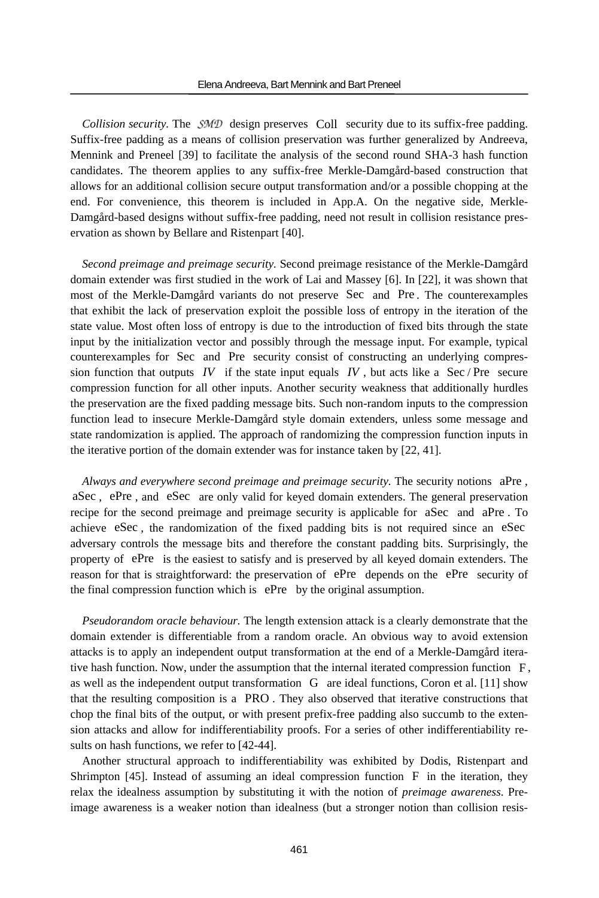*Collision security.* The $\mathcal{SMD}$ design preserves $\text{Coll}$ security due to its suffix-free padding. Suffix-free padding as a means of collision preservation was further generalized by Andreeva, Mennink and Preneel [39] to facilitate the analysis of the second round SHA-3 hash function candidates. The theorem applies to any suffix-free Merkle-Damgård-based construction that allows for an additional collision secure output transformation and/or a possible chopping at the end. For convenience, this theorem is included in App.A. On the negative side, Merkle-Damgård-based designs without suffix-free padding, need not result in collision resistance preservation as shown by Bellare and Ristenpart [40].

*Second preimage and preimage security.* Second preimage resistance of the Merkle-Damgård domain extender was first studied in the work of Lai and Massey [6]. In [22], it was shown that most of the Merkle-Damgård variants do not preserve $\text{Sec}$ and $\text{Pre}$. The counterexamples that exhibit the lack of preservation exploit the possible loss of entropy in the iteration of the state value. Most often loss of entropy is due to the introduction of fixed bits through the state input by the initialization vector and possibly through the message input. For example, typical counterexamples for $\text{Sec}$ and $\text{Pre}$ security consist of constructing an underlying compression function that outputs $IV$ if the state input equals $IV$, but acts like a $\text{Sec}/\text{Pre}$ secure compression function for all other inputs. Another security weakness that additionally hurdles the preservation are the fixed padding message bits. Such non-random inputs to the compression function lead to insecure Merkle-Damgård style domain extenders, unless some message and state randomization is applied. The approach of randomizing the compression function inputs in the iterative portion of the domain extender was for instance taken by [22, 41].

*Always and everywhere second preimage and preimage security.* The security notions $\text{aPre}$, $\text{aSec}$, $\text{ePre}$, and $\text{eSec}$ are only valid for keyed domain extenders. The general preservation recipe for the second preimage and preimage security is applicable for $\text{aSec}$ and $\text{aPre}$. To achieve $\text{eSec}$, the randomization of the fixed padding bits is not required since an $\text{eSec}$ adversary controls the message bits and therefore the constant padding bits. Surprisingly, the property of $\text{ePre}$ is the easiest to satisfy and is preserved by all keyed domain extenders. The reason for that is straightforward: the preservation of $\text{ePre}$ depends on the $\text{ePre}$ security of the final compression function which is $\text{ePre}$ by the original assumption.

*Pseudorandom oracle behaviour.* The length extension attack is a clearly demonstrate that the domain extender is differentiable from a random oracle. An obvious way to avoid extension attacks is to apply an independent output transformation at the end of a Merkle-Damgård iterative hash function. Now, under the assumption that the internal iterated compression function $\text{F}$, as well as the independent output transformation $\text{G}$ are ideal functions, Coron et al. [11] show that the resulting composition is a $\text{PRO}$. They also observed that iterative constructions that chop the final bits of the output, or with present prefix-free padding also succumb to the extension attacks and allow for indifferentiability proofs. For a series of other indifferentiability results on hash functions, we refer to [42-44].

Another structural approach to indifferentiability was exhibited by Dodis, Ristenpart and Shrimpton [45]. Instead of assuming an ideal compression function $\text{F}$ in the iteration, they relax the idealness assumption by substituting it with the notion of *preimage awareness*. Preimage awareness is a weaker notion than idealness (but a stronger notion than collision resis-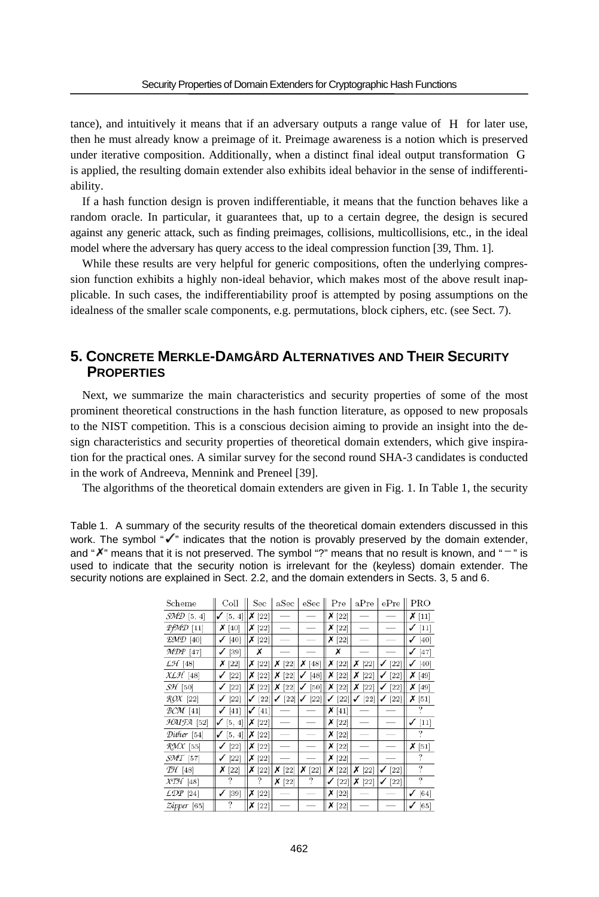tance), and intuitively it means that if an adversary outputs a range value of H for later use, then he must already know a preimage of it. Preimage awareness is a notion which is preserved under iterative composition. Additionally, when a distinct final ideal output transformation G is applied, the resulting domain extender also exhibits ideal behavior in the sense of indifferentiability.

If a hash function design is proven indifferentiable, it means that the function behaves like a random oracle. In particular, it guarantees that, up to a certain degree, the design is secured against any generic attack, such as finding preimages, collisions, multicollisions, etc., in the ideal model where the adversary has query access to the ideal compression function [39, Thm. 1].

While these results are very helpful for generic compositions, often the underlying compression function exhibits a highly non-ideal behavior, which makes most of the above result inapplicable. In such cases, the indifferentiability proof is attempted by posing assumptions on the idealness of the smaller scale components, e.g. permutations, block ciphers, etc. (see Sect. 7).

## 5. Concrete Merkle-Damgård Alternatives and Their Security Properties

Next, we summarize the main characteristics and security properties of some of the most prominent theoretical constructions in the hash function literature, as opposed to new proposals to the NIST competition. This is a conscious decision aiming to provide an insight into the design characteristics and security properties of theoretical domain extenders, which give inspiration for the practical ones. A similar survey for the second round SHA-3 candidates is conducted in the work of Andreeva, Mennink and Preneel [39].

The algorithms of the theoretical domain extenders are given in Fig. 1. In Table 1, the security

Table 1. A summary of the security results of the theoretical domain extenders discussed in this work. The symbol "✓" indicates that the notion is provably preserved by the domain extender, and "✗" means that it is not preserved. The symbol "?" means that no result is known, and "−" is used to indicate that the security notion is irrelevant for the (keyless) domain extender. The security notions are explained in Sect. 2.2, and the domain extenders in Sects. 3, 5 and 6.

| Scheme | Coll | Sec | aSec | eSec | Pre | aPre | ePre | PRO |
|---|---|---|---|---|---|---|---|---|
| $\mathcal{SMD}$ [5, 4] | ✓ [5, 4] | ✗ [22] | — | — | ✗ [22] | — | — | ✗ [11] |
| $\mathcal{PfMD}$ [11] | ✗ [40] | ✗ [22] | — | — | ✗ [22] | — | — | ✓ [11] |
| $\mathcal{EMD}$ [40] | ✓ [40] | ✗ [22] | — | — | ✗ [22] | — | — | ✓ [40] |
| $\mathcal{MDP}$ [47] | ✓ [39] | ✗ | — | — | ✗ | — | — | ✓ [47] |
| $\mathcal{LH}$ [48] | ✗ [22] | ✗ [22] | ✗ [22] | ✗ [48] | ✗ [22] | ✗ [22] | ✓ [22] | ✓ [40] |
| $\mathcal{XLH}$ [48] | ✓ [22] | ✗ [22] | ✗ [22] | ✓ [48] | ✗ [22] | ✗ [22] | ✓ [22] | ✗ [49] |
| $\mathcal{SH}$ [50] | ✓ [22] | ✗ [22] | ✗ [22] | ✓ [50] | ✗ [22] | ✗ [22] | ✓ [22] | ✗ [49] |
| $\mathcal{ROX}$ [22] | ✓ [22] | ✓ [22] | ✓ [22] | ✓ [22] | ✓ [22] | ✓ [22] | ✓ [22] | ✗ [51] |
| $\mathcal{BCM}$ [41] | ✓ [41] | ✓ [41] | — | — | ✗ [41] | — | — | ? |
| $\mathcal{HAIFA}$ [52] | ✓ [5, 4] | ✗ [22] | — | — | ✗ [22] | — | — | ✓ [11] |
| $\mathcal{Dither}$ [54] | ✓ [5, 4] | ✗ [22] | — | — | ✗ [22] | — | — | ? |
| $\mathcal{RMX}$ [55] | ✓ [22] | ✗ [22] | — | — | ✗ [22] | — | — | ✗ [51] |
| $\mathcal{SMT}$ [57] | ✓ [22] | ✗ [22] | — | — | ✗ [22] | — | — | ? |
| $\mathcal{TH}$ [48] | ✗ [22] | ✗ [22] | ✗ [22] | ✗ [22] | ✗ [22] | ✗ [22] | ✓ [22] | ? |
| $\mathcal{XTH}$ [48] | ? | ? | ✗ [22] | ? | ✓ [22] | ✗ [22] | ✓ [22] | ? |
| $\mathcal{LDP}$ [24] | ✓ [39] | ✗ [22] | — | — | ✗ [22] | — | — | ✓ [64] |
| $\mathcal{Zipper}$ [65] | ? | ✗ [22] | — | — | ✗ [22] | — | — | ✓ [65] |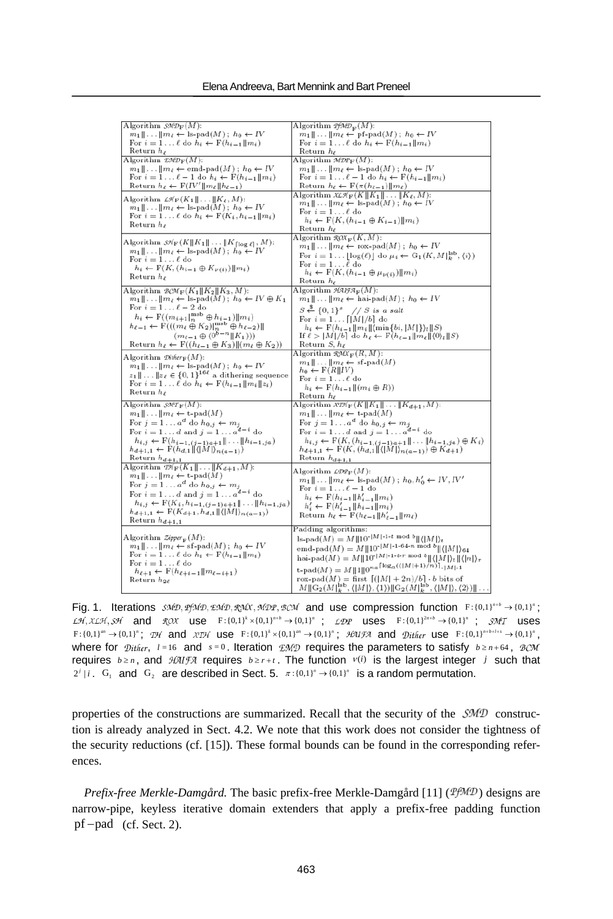| Algorithm $\mathcal{SMD}_F(M)$: <br> $m_1\\|\ldots\\|m_\ell \leftarrow$ ls-pad$(M)$ ; $h_0 \leftarrow IV$ <br> For $i = 1\ldots\ell$ do $h_i \leftarrow F(h_{i-1}\\|m_i)$ <br> Return $h_\ell$ | Algorithm $\mathcal{PfMD}_F(M)$: <br> $m_1\\|\ldots\\|m_\ell \leftarrow$ pf-pad$(M)$ ; $h_0 \leftarrow IV$ <br> For $i = 1\ldots\ell$ do $h_i \leftarrow F(h_{i-1}\\|m_i)$ <br> Return $h_\ell$ |
|---|---|
| Algorithm $\mathcal{EMD}_F(M)$: <br> $m_1\\|\ldots\\|m_\ell \leftarrow$ emd-pad$(M)$ ; $h_0 \leftarrow IV$ <br> For $i = 1\ldots\ell-1$ do $h_i \leftarrow F(h_{i-1}\\|m_i)$ <br> Return $h_\ell \leftarrow F(IV'\\|m_\ell\\|h_{\ell-1})$ | Algorithm $\mathcal{MDP}_F(M)$: <br> $m_1\\|\ldots\\|m_\ell \leftarrow$ ls-pad$(M)$ ; $h_0 \leftarrow IV$ <br> For $i = 1\ldots\ell-1$ do $h_i \leftarrow F(h_{i-1}\\|m_i)$ <br> Return $h_\ell \leftarrow F(\pi(h_{\ell-1})\\|m_\ell)$ |
| Algorithm $\mathcal{LH}_F(K_1\\|\ldots\\|K_\ell, M)$: <br> $m_1\\|\ldots\\|m_\ell \leftarrow$ ls-pad$(M)$ ; $h_0 \leftarrow IV$ <br> For $i = 1\ldots\ell$ do $h_i \leftarrow F(K_i, h_{i-1}\\|m_i)$ <br> Return $h_\ell$ | Algorithm $\mathcal{XLH}_F(K\\|K_1\\|\ldots\\|K_\ell, M)$: <br> $m_1\\|\ldots\\|m_\ell \leftarrow$ ls-pad$(M)$ ; $h_0 \leftarrow IV$ <br> For $i = 1\ldots\ell$ do <br> $h_i \leftarrow F(K, (h_{i-1}\oplus K_{i-1})\\|m_i)$ <br> Return $h_\ell$ |
| Algorithm $\mathcal{SH}_F(K\\|K_1\\|\ldots\\|K_{\lceil\log\ell\rceil}, M)$: <br> $m_1\\|\ldots\\|m_\ell \leftarrow$ ls-pad$(M)$; $h_0 \leftarrow IV$ <br> For $i = 1\ldots\ell$ do <br> $h_i \leftarrow F(K, (h_{i-1}\oplus K_{\nu(i)})\\|m_i)$ <br> Return $h_\ell$ | Algorithm $\mathcal{ROX}_F(K, M)$: <br> $m_1\\|\ldots\\|m_\ell \leftarrow$ rox-pad$(M)$ ; $h_0 \leftarrow IV$ <br> For $i = 1\ldots\lfloor\log(\ell)\rfloor$ do $\mu_i \leftarrow G_1(K, M\|_k^{\text{lsb}}, \langle i\rangle)$ <br> For $i = 1\ldots\ell$ do <br> $h_i \leftarrow F(K, (h_{i-1}\oplus \mu_{\nu(i)})\\|m_i)$ <br> Return $h_\ell$ |
| Algorithm $\mathcal{BCM}_F(K_1\\|K_2\\|K_3, M)$: <br> $m_1\\|\ldots\\|m_\ell \leftarrow$ ls-pad$(M)$; $h_0 \leftarrow IV \oplus K_1$ <br> For $i = 1\ldots\ell-2$ do <br> $h_i \leftarrow F((m_{i+1}\|_n^{\text{msb}} \oplus h_{i-1})\\|m_i)$ <br> $h_{\ell-1} \leftarrow F(((m_\ell \oplus K_2)\|_n^{\text{msb}} \oplus h_{\ell-2})\\|$ <br> $(m_{\ell-1}\oplus(0^{b-n}\\|K_1)))$ <br> Return $h_\ell \leftarrow F((h_{\ell-1}\oplus K_3)\\|(m_\ell\oplus K_2))$ | Algorithm $\mathcal{HAIFA}_F(M)$: <br> $m_1\\|\ldots\\|m_\ell \leftarrow$ hai-pad$(M)$ ; $h_0 \leftarrow IV$ <br> $S \xleftarrow{\$} \{0,1\}^s$ // $S$ is a salt <br> For $i = 1\ldots\lceil\|M\|/b\rceil$ do <br> $h_i \leftarrow F(h_{i-1}\\|m_i\\|\langle\min\{bi, \|M\|\}\rangle_t\\|S)$ <br> If $\ell > \|M\|/b\rceil$ do $h_\ell \leftarrow F(h_{\ell-1}\\|m_\ell\\|\langle 0\rangle_t\\|S)$ <br> Return $S, h_\ell$ |
| Algorithm $\mathcal{Dither}_F(M)$: <br> $m_1\\|\ldots\\|m_\ell \leftarrow$ ls-pad$(M)$ ; $h_0 \leftarrow IV$ <br> $z_1\\|\ldots\\|z_\ell \in \{0,1\}^{16\ell}$ a dithering sequence <br> For $i = 1\ldots\ell$ do $h_i \leftarrow F(h_{i-1}\\|m_i\\|z_i)$ <br> Return $h_\ell$ | Algorithm $\mathcal{RMX}_F(R, M)$: <br> $m_1\\|\ldots\\|m_\ell \leftarrow$ sf-pad$(M)$ <br> $h_0 \leftarrow F(R\\|IV)$ <br> For $i = 1\ldots\ell$ do <br> $h_i \leftarrow F(h_{i-1}\\|(m_i\oplus R))$ <br> Return $h_\ell$ |
| Algorithm $\mathcal{SMT}_F(M)$: <br> $m_1\\|\ldots\\|m_\ell \leftarrow$ t-pad$(M)$ <br> For $j = 1\ldots a^d$ do $h_{0,j} \leftarrow m_j$ <br> For $i = 1\ldots d$ and $j = 1\ldots a^{d-i}$ do <br> $h_{i,j} \leftarrow F(h_{i-1,(j-1)a+1}\\|\ldots\\|h_{i-1,ja})$ <br> $h_{d+1,1} \leftarrow F(h_{d,1}\\|\langle\|M\|\rangle_{n(a-1)})$ <br> Return $h_{d+1,1}$ | Algorithm $\mathcal{XTH}_F(K\\|K_1\\|\ldots\\|K_{d+1}, M)$: <br> $m_1\\|\ldots\\|m_\ell \leftarrow$ t-pad$(M)$ <br> For $j = 1\ldots a^d$ do $h_{0,j} \leftarrow m_j$ <br> For $i = 1\ldots d$ and $j = 1\ldots a^{d-i}$ do <br> $h_{i,j} \leftarrow F(K, (h_{i-1,(j-1)a+1}\\|\ldots\\|h_{i-1,ja})\oplus K_i)$ <br> $h_{d+1,1} \leftarrow F(K, (h_{d,1}\\|\langle\|M\|\rangle_{n(a-1)})\oplus K_{d+1})$ <br> Return $h_{d+1,1}$ |
| Algorithm $\mathcal{TH}_F(K_1\\|\ldots\\|K_{d+1}, M)$: <br> $m_1\\|\ldots\\|m_\ell \leftarrow$ t-pad$(M)$ <br> For $j = 1\ldots a^d$ do $h_{0,j} \leftarrow m_j$ <br> For $i = 1\ldots d$ and $j = 1\ldots a^{d-i}$ do <br> $h_{i,j} \leftarrow F(K_i, h_{i-1,(j-1)a+1}\\|\ldots\\|h_{i-1,ja})$ <br> $h_{d+1,1} \leftarrow F(K_{d+1}, h_{d,1}\\|\langle\|M\|\rangle_{n(a-1)})$ <br> Return $h_{d+1,1}$ | Algorithm $\mathcal{LDP}_F(M)$: <br> $m_1\\|\ldots\\|m_\ell \leftarrow$ ls-pad$(M)$ ; $h_0, h'_0 \leftarrow IV, IV'$ <br> For $i = 1\ldots\ell-1$ do <br> $h_i \leftarrow F(h_{i-1}\\|h'_{i-1}\\|m_i)$ <br> $h'_i \leftarrow F(h'_{i-1}\\|h_{i-1}\\|m_i)$ <br> Return $h_\ell \leftarrow F(h_{\ell-1}\\|h'_{\ell-1}\\|m_\ell)$ |
| Algorithm $\mathcal{Zipper}_F(M)$: <br> $m_1\\|\ldots\\|m_\ell \leftarrow$ sf-pad$(M)$ ; $h_0 \leftarrow IV$ <br> For $i = 1\ldots\ell$ do $h_i \leftarrow F(h_{i-1}\\|m_i)$ <br> For $i = 1\ldots\ell$ do <br> $h_{\ell+i} \leftarrow F(h_{\ell+i-1}\\|m_{\ell-i+1})$ <br> Return $h_{2\ell}$ | Padding algorithms: <br> ls-pad$(M) = M\\|10^{-\|M\|-1-t \bmod b}\\|\langle\|M\|\rangle_t$ <br> emd-pad$(M) = M\\|10^{-\|M\|-1-64-n \bmod b}\\|\langle\|M\|\rangle_{64}$ <br> hai-pad$(M) = M\\|10^{-\|M\|-1-t-r \bmod b}\\|\langle\|M\|\rangle_t\\|\langle\|n\|\rangle_r$ <br> t-pad$(M) = M\\|1\\|0^{na^{\lceil\log_a((\|M\|+1)/n)\rceil}-\|M\|-1}$ <br> rox-pad$(M) =$ first $\lceil(\|M\|+2n)/b\rceil\cdot b$ bits of <br> $M\\|G_2(M\|_k^{\text{lsb}}, \langle\|M\|\rangle, \langle 1\rangle)\\|G_2(M\|_k^{\text{lsb}}, \langle\|M\|\rangle, \langle 2\rangle)\\|\ldots$ |

Fig. 1. Iterations $\mathcal{SMD}, \mathcal{PfMD}, \mathcal{EMD}, \mathcal{RMX}, \mathcal{MDP}, \mathcal{BCM}$ and use compression function $F:\{0,1\}^{n+b}\to\{0,1\}^n$; $\mathcal{LH}, \mathcal{XLH}, \mathcal{SH}$ and $\mathcal{ROX}$ use $F:\{0,1\}^k\times\{0,1\}^{n+b}\to\{0,1\}^n$ ; $\mathcal{LDP}$ uses $F:\{0,1\}^{2n+b}\to\{0,1\}^n$ ; $\mathcal{SMT}$ uses $F:\{0,1\}^{an}\to\{0,1\}^n$; $\mathcal{TH}$ and $\mathcal{XTH}$ use $F:\{0,1\}^k\times\{0,1\}^{an}\to\{0,1\}^n$; $\mathcal{HAIFA}$ and $\mathcal{Dither}$ use $F:\{0,1\}^{n+b+l+s}\to\{0,1\}^n$, where for $\mathcal{Dither}$, $l=16$ and $s=0$. Iteration $\mathcal{EMD}$ requires the parameters to satisfy $b\geq n+64$, $\mathcal{BCM}$ requires $b\geq n$, and $\mathcal{HAIFA}$ requires $b\geq r+t$. The function $\nu(i)$ is the largest integer $j$ such that $2^j \mid i$. $G_1$ and $G_2$ are described in Sect. 5. $\pi:\{0,1\}^n\to\{0,1\}^n$ is a random permutation.

properties of the constructions are summarized. Recall that the security of the $\mathcal{SMD}$ construction is already analyzed in Sect. 4.2. We note that this work does not consider the tightness of the security reductions (cf. [15]). These formal bounds can be found in the corresponding references.

*Prefix-free Merkle-Damgård.* The basic prefix-free Merkle-Damgård [11] ($\mathcal{PfMD}$) designs are narrow-pipe, keyless iterative domain extenders that apply a prefix-free padding function pf-pad (cf. Sect. 2).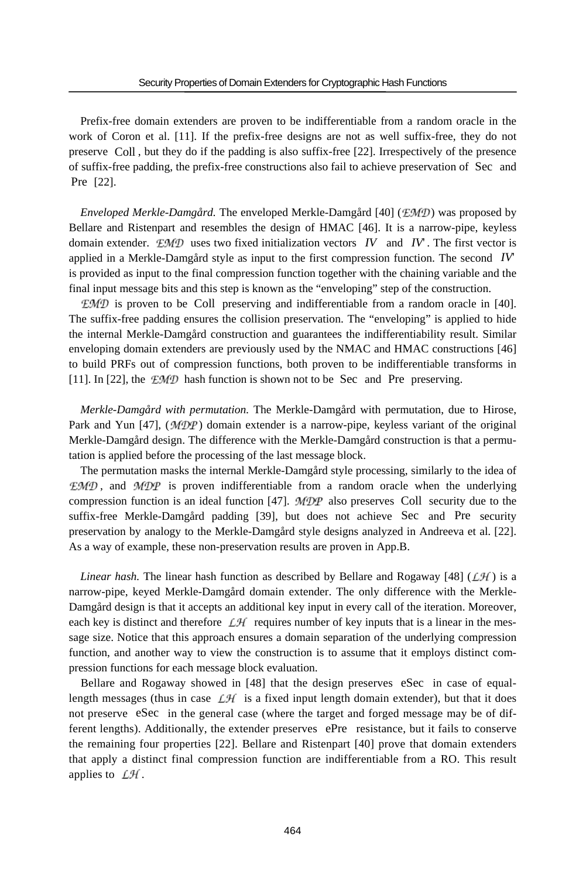Prefix-free domain extenders are proven to be indifferentiable from a random oracle in the work of Coron et al. [11]. If the prefix-free designs are not as well suffix-free, they do not preserve $\mathrm{Coll}$, but they do if the padding is also suffix-free [22]. Irrespectively of the presence of suffix-free padding, the prefix-free constructions also fail to achieve preservation of $\mathrm{Sec}$ and $\mathrm{Pre}$ [22].

*Enveloped Merkle-Damgård.* The enveloped Merkle-Damgård [40] ($\mathcal{EMD}$) was proposed by Bellare and Ristenpart and resembles the design of HMAC [46]. It is a narrow-pipe, keyless domain extender. $\mathcal{EMD}$ uses two fixed initialization vectors $IV$ and $IV'$. The first vector is applied in a Merkle-Damgård style as input to the first compression function. The second $IV'$ is provided as input to the final compression function together with the chaining variable and the final input message bits and this step is known as the "enveloping" step of the construction.

$\mathcal{EMD}$ is proven to be $\mathrm{Coll}$ preserving and indifferentiable from a random oracle in [40]. The suffix-free padding ensures the collision preservation. The "enveloping" is applied to hide the internal Merkle-Damgård construction and guarantees the indifferentiability result. Similar enveloping domain extenders are previously used by the NMAC and HMAC constructions [46] to build PRFs out of compression functions, both proven to be indifferentiable transforms in [11]. In [22], the $\mathcal{EMD}$ hash function is shown not to be $\mathrm{Sec}$ and $\mathrm{Pre}$ preserving.

*Merkle-Damgård with permutation.* The Merkle-Damgård with permutation, due to Hirose, Park and Yun [47], ($\mathcal{MDP}$) domain extender is a narrow-pipe, keyless variant of the original Merkle-Damgård design. The difference with the Merkle-Damgård construction is that a permutation is applied before the processing of the last message block.

The permutation masks the internal Merkle-Damgård style processing, similarly to the idea of $\mathcal{EMD}$, and $\mathcal{MDP}$ is proven indifferentiable from a random oracle when the underlying compression function is an ideal function [47]. $\mathcal{MDP}$ also preserves $\mathrm{Coll}$ security due to the suffix-free Merkle-Damgård padding [39], but does not achieve $\mathrm{Sec}$ and $\mathrm{Pre}$ security preservation by analogy to the Merkle-Damgård style designs analyzed in Andreeva et al. [22]. As a way of example, these non-preservation results are proven in App.B.

*Linear hash.* The linear hash function as described by Bellare and Rogaway [48] ($\mathcal{LH}$) is a narrow-pipe, keyed Merkle-Damgård domain extender. The only difference with the Merkle-Damgård design is that it accepts an additional key input in every call of the iteration. Moreover, each key is distinct and therefore $\mathcal{LH}$ requires number of key inputs that is a linear in the message size. Notice that this approach ensures a domain separation of the underlying compression function, and another way to view the construction is to assume that it employs distinct compression functions for each message block evaluation.

Bellare and Rogaway showed in [48] that the design preserves $\mathrm{eSec}$ in case of equal-length messages (thus in case $\mathcal{LH}$ is a fixed input length domain extender), but that it does not preserve $\mathrm{eSec}$ in the general case (where the target and forged message may be of different lengths). Additionally, the extender preserves $\mathrm{ePre}$ resistance, but it fails to conserve the remaining four properties [22]. Bellare and Ristenpart [40] prove that domain extenders that apply a distinct final compression function are indifferentiable from a RO. This result applies to $\mathcal{LH}$.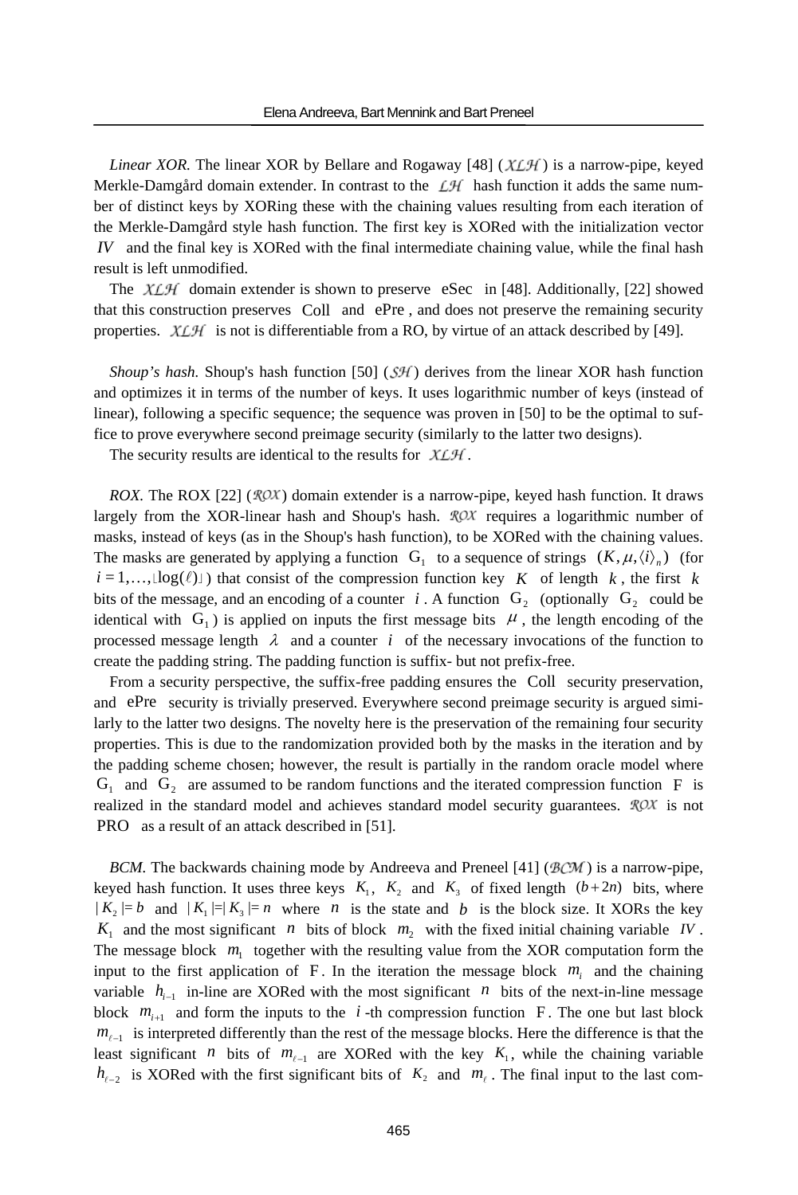*Linear XOR.* The linear XOR by Bellare and Rogaway [48] ($\mathcal{XLH}$) is a narrow-pipe, keyed Merkle-Damgård domain extender. In contrast to the $\mathcal{LH}$ hash function it adds the same number of distinct keys by XORing these with the chaining values resulting from each iteration of the Merkle-Damgård style hash function. The first key is XORed with the initialization vector $IV$ and the final key is XORed with the final intermediate chaining value, while the final hash result is left unmodified.

The $\mathcal{XLH}$ domain extender is shown to preserve $\mathrm{eSec}$ in [48]. Additionally, [22] showed that this construction preserves $\mathrm{Coll}$ and $\mathrm{ePre}$, and does not preserve the remaining security properties. $\mathcal{XLH}$ is not is differentiable from a RO, by virtue of an attack described by [49].

*Shoup's hash.* Shoup's hash function [50] ($\mathcal{SH}$) derives from the linear XOR hash function and optimizes it in terms of the number of keys. It uses logarithmic number of keys (instead of linear), following a specific sequence; the sequence was proven in [50] to be the optimal to suffice to prove everywhere second preimage security (similarly to the latter two designs).

The security results are identical to the results for $\mathcal{XLH}$.

*ROX.* The ROX [22] ($\mathcal{ROX}$) domain extender is a narrow-pipe, keyed hash function. It draws largely from the XOR-linear hash and Shoup's hash. $\mathcal{ROX}$ requires a logarithmic number of masks, instead of keys (as in the Shoup's hash function), to be XORed with the chaining values. The masks are generated by applying a function $\mathrm{G}_1$ to a sequence of strings $(K, \mu, \langle i \rangle_n)$ (for $i = 1, \ldots, \lfloor \log(\ell) \rfloor$) that consist of the compression function key $K$ of length $k$, the first $k$ bits of the message, and an encoding of a counter $i$. A function $\mathrm{G}_2$ (optionally $\mathrm{G}_2$ could be identical with $\mathrm{G}_1$) is applied on inputs the first message bits $\mu$, the length encoding of the processed message length $\lambda$ and a counter $i$ of the necessary invocations of the function to create the padding string. The padding function is suffix- but not prefix-free.

From a security perspective, the suffix-free padding ensures the $\mathrm{Coll}$ security preservation, and $\mathrm{ePre}$ security is trivially preserved. Everywhere second preimage security is argued similarly to the latter two designs. The novelty here is the preservation of the remaining four security properties. This is due to the randomization provided both by the masks in the iteration and by the padding scheme chosen; however, the result is partially in the random oracle model where $\mathrm{G}_1$ and $\mathrm{G}_2$ are assumed to be random functions and the iterated compression function $\mathrm{F}$ is realized in the standard model and achieves standard model security guarantees. $\mathcal{ROX}$ is not $\mathrm{PRO}$ as a result of an attack described in [51].

*BCM.* The backwards chaining mode by Andreeva and Preneel [41] ($\mathcal{BCM}$) is a narrow-pipe, keyed hash function. It uses three keys $K_1$, $K_2$ and $K_3$ of fixed length $(b+2n)$ bits, where $|K_2| = b$ and $|K_1| = |K_3| = n$ where $n$ is the state and $b$ is the block size. It XORs the key $K_1$ and the most significant $n$ bits of block $m_2$ with the fixed initial chaining variable $IV$. The message block $m_1$ together with the resulting value from the XOR computation form the input to the first application of $\mathrm{F}$. In the iteration the message block $m_i$ and the chaining variable $h_{i-1}$ in-line are XORed with the most significant $n$ bits of the next-in-line message block $m_{i+1}$ and form the inputs to the $i$-th compression function $\mathrm{F}$. The one but last block $m_{\ell-1}$ is interpreted differently than the rest of the message blocks. Here the difference is that the least significant $n$ bits of $m_{\ell-1}$ are XORed with the key $K_1$, while the chaining variable $h_{\ell-2}$ is XORed with the first significant bits of $K_2$ and $m_\ell$. The final input to the last com-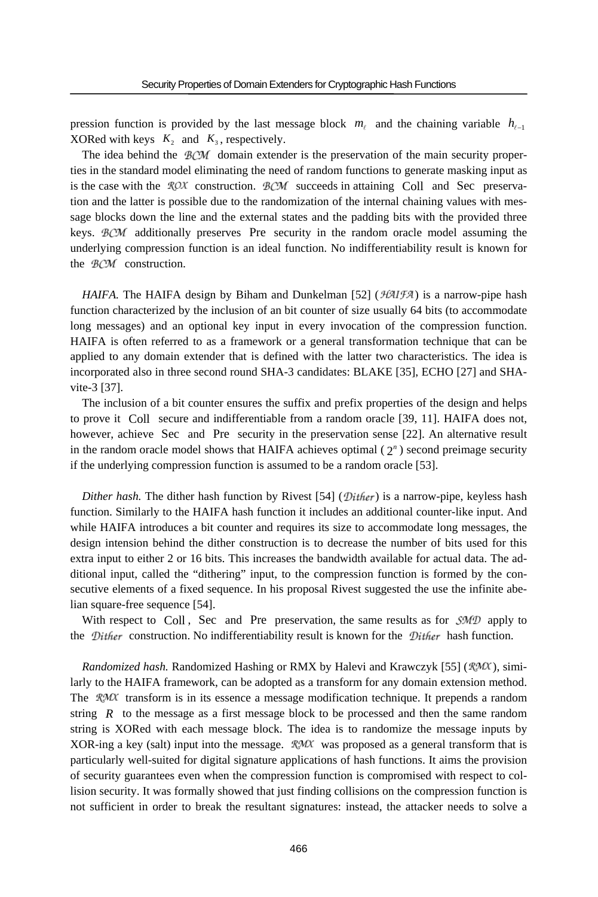pression function is provided by the last message block $m_\ell$ and the chaining variable $h_{\ell-1}$ XORed with keys $K_2$ and $K_3$, respectively.

The idea behind the $\mathcal{BCM}$ domain extender is the preservation of the main security properties in the standard model eliminating the need of random functions to generate masking input as is the case with the $\mathcal{ROX}$ construction. $\mathcal{BCM}$ succeeds in attaining Coll and Sec preservation and the latter is possible due to the randomization of the internal chaining values with message blocks down the line and the external states and the padding bits with the provided three keys. $\mathcal{BCM}$ additionally preserves Pre security in the random oracle model assuming the underlying compression function is an ideal function. No indifferentiability result is known for the $\mathcal{BCM}$ construction.

*HAIFA.* The HAIFA design by Biham and Dunkelman [52] ($\mathcal{HAIFA}$) is a narrow-pipe hash function characterized by the inclusion of an bit counter of size usually 64 bits (to accommodate long messages) and an optional key input in every invocation of the compression function. HAIFA is often referred to as a framework or a general transformation technique that can be applied to any domain extender that is defined with the latter two characteristics. The idea is incorporated also in three second round SHA-3 candidates: BLAKE [35], ECHO [27] and SHAvite-3 [37].

The inclusion of a bit counter ensures the suffix and prefix properties of the design and helps to prove it Coll secure and indifferentiable from a random oracle [39, 11]. HAIFA does not, however, achieve Sec and Pre security in the preservation sense [22]. An alternative result in the random oracle model shows that HAIFA achieves optimal ($2^n$) second preimage security if the underlying compression function is assumed to be a random oracle [53].

*Dither hash.* The dither hash function by Rivest [54] ($\mathcal{Dither}$) is a narrow-pipe, keyless hash function. Similarly to the HAIFA hash function it includes an additional counter-like input. And while HAIFA introduces a bit counter and requires its size to accommodate long messages, the design intension behind the dither construction is to decrease the number of bits used for this extra input to either 2 or 16 bits. This increases the bandwidth available for actual data. The additional input, called the "dithering" input, to the compression function is formed by the consecutive elements of a fixed sequence. In his proposal Rivest suggested the use the infinite abelian square-free sequence [54].

With respect to Coll, Sec and Pre preservation, the same results as for $\mathcal{SMD}$ apply to the $\mathcal{Dither}$ construction. No indifferentiability result is known for the $\mathcal{Dither}$ hash function.

*Randomized hash.* Randomized Hashing or RMX by Halevi and Krawczyk [55] ($\mathcal{RMX}$), similarly to the HAIFA framework, can be adopted as a transform for any domain extension method. The $\mathcal{RMX}$ transform is in its essence a message modification technique. It prepends a random string $R$ to the message as a first message block to be processed and then the same random string is XORed with each message block. The idea is to randomize the message inputs by XOR-ing a key (salt) input into the message. $\mathcal{RMX}$ was proposed as a general transform that is particularly well-suited for digital signature applications of hash functions. It aims the provision of security guarantees even when the compression function is compromised with respect to collision security. It was formally showed that just finding collisions on the compression function is not sufficient in order to break the resultant signatures: instead, the attacker needs to solve a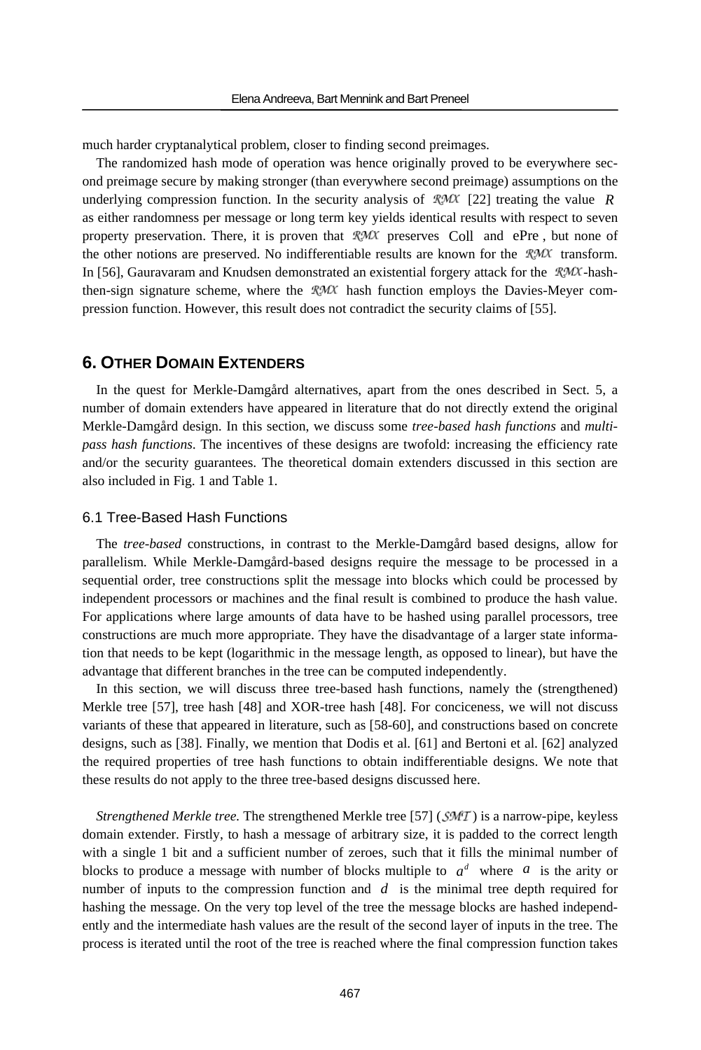much harder cryptanalytical problem, closer to finding second preimages.

The randomized hash mode of operation was hence originally proved to be everywhere second preimage secure by making stronger (than everywhere second preimage) assumptions on the underlying compression function. In the security analysis of $\mathcal{RMX}$ [22] treating the value $R$ as either randomness per message or long term key yields identical results with respect to seven property preservation. There, it is proven that $\mathcal{RMX}$ preserves $\mathrm{Coll}$ and $\mathrm{ePre}$, but none of the other notions are preserved. No indifferentiable results are known for the $\mathcal{RMX}$ transform. In [56], Gauravaram and Knudsen demonstrated an existential forgery attack for the $\mathcal{RMX}$-hash-then-sign signature scheme, where the $\mathcal{RMX}$ hash function employs the Davies-Meyer compression function. However, this result does not contradict the security claims of [55].

## 6. Other Domain Extenders

In the quest for Merkle-Damgård alternatives, apart from the ones described in Sect. 5, a number of domain extenders have appeared in literature that do not directly extend the original Merkle-Damgård design. In this section, we discuss some *tree-based hash functions* and *multi-pass hash functions*. The incentives of these designs are twofold: increasing the efficiency rate and/or the security guarantees. The theoretical domain extenders discussed in this section are also included in Fig. 1 and Table 1.

### 6.1 Tree-Based Hash Functions

The *tree-based* constructions, in contrast to the Merkle-Damgård based designs, allow for parallelism. While Merkle-Damgård-based designs require the message to be processed in a sequential order, tree constructions split the message into blocks which could be processed by independent processors or machines and the final result is combined to produce the hash value. For applications where large amounts of data have to be hashed using parallel processors, tree constructions are much more appropriate. They have the disadvantage of a larger state information that needs to be kept (logarithmic in the message length, as opposed to linear), but have the advantage that different branches in the tree can be computed independently.

In this section, we will discuss three tree-based hash functions, namely the (strengthened) Merkle tree [57], tree hash [48] and XOR-tree hash [48]. For conciceness, we will not discuss variants of these that appeared in literature, such as [58-60], and constructions based on concrete designs, such as [38]. Finally, we mention that Dodis et al. [61] and Bertoni et al. [62] analyzed the required properties of tree hash functions to obtain indifferentiable designs. We note that these results do not apply to the three tree-based designs discussed here.

*Strengthened Merkle tree.* The strengthened Merkle tree [57] ($\mathcal{SMT}$) is a narrow-pipe, keyless domain extender. Firstly, to hash a message of arbitrary size, it is padded to the correct length with a single 1 bit and a sufficient number of zeroes, such that it fills the minimal number of blocks to produce a message with number of blocks multiple to $a^d$ where $a$ is the arity or number of inputs to the compression function and $d$ is the minimal tree depth required for hashing the message. On the very top level of the tree the message blocks are hashed independently and the intermediate hash values are the result of the second layer of inputs in the tree. The process is iterated until the root of the tree is reached where the final compression function takes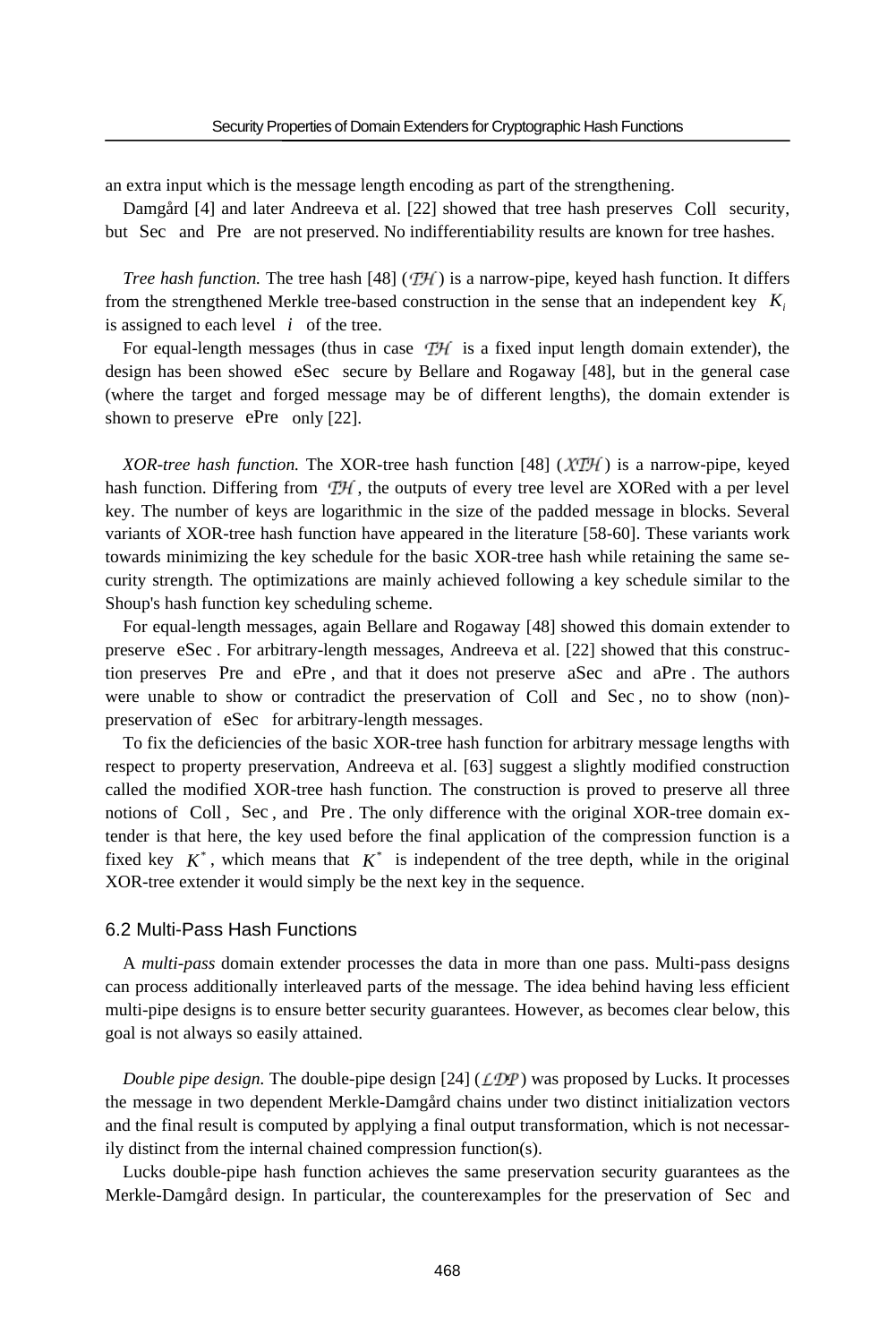an extra input which is the message length encoding as part of the strengthening.

Damgård [4] and later Andreeva et al. [22] showed that tree hash preserves Coll security, but Sec and Pre are not preserved. No indifferentiability results are known for tree hashes.

*Tree hash function.* The tree hash [48] ($\mathcal{TH}$) is a narrow-pipe, keyed hash function. It differs from the strengthened Merkle tree-based construction in the sense that an independent key $K_i$ is assigned to each level $i$ of the tree.

For equal-length messages (thus in case $\mathcal{TH}$ is a fixed input length domain extender), the design has been showed eSec secure by Bellare and Rogaway [48], but in the general case (where the target and forged message may be of different lengths), the domain extender is shown to preserve ePre only [22].

*XOR-tree hash function.* The XOR-tree hash function [48] ($\mathcal{XTH}$) is a narrow-pipe, keyed hash function. Differing from $\mathcal{TH}$, the outputs of every tree level are XORed with a per level key. The number of keys are logarithmic in the size of the padded message in blocks. Several variants of XOR-tree hash function have appeared in the literature [58-60]. These variants work towards minimizing the key schedule for the basic XOR-tree hash while retaining the same security strength. The optimizations are mainly achieved following a key schedule similar to the Shoup's hash function key scheduling scheme.

For equal-length messages, again Bellare and Rogaway [48] showed this domain extender to preserve eSec. For arbitrary-length messages, Andreeva et al. [22] showed that this construction preserves Pre and ePre, and that it does not preserve aSec and aPre. The authors were unable to show or contradict the preservation of Coll and Sec, no to show (non)-preservation of eSec for arbitrary-length messages.

To fix the deficiencies of the basic XOR-tree hash function for arbitrary message lengths with respect to property preservation, Andreeva et al. [63] suggest a slightly modified construction called the modified XOR-tree hash function. The construction is proved to preserve all three notions of Coll, Sec, and Pre. The only difference with the original XOR-tree domain extender is that here, the key used before the final application of the compression function is a fixed key $K^*$, which means that $K^*$ is independent of the tree depth, while in the original XOR-tree extender it would simply be the next key in the sequence.

## 6.2 Multi-Pass Hash Functions

A *multi-pass* domain extender processes the data in more than one pass. Multi-pass designs can process additionally interleaved parts of the message. The idea behind having less efficient multi-pipe designs is to ensure better security guarantees. However, as becomes clear below, this goal is not always so easily attained.

*Double pipe design.* The double-pipe design [24] ($\mathcal{LDP}$) was proposed by Lucks. It processes the message in two dependent Merkle-Damgård chains under two distinct initialization vectors and the final result is computed by applying a final output transformation, which is not necessarily distinct from the internal chained compression function(s).

Lucks double-pipe hash function achieves the same preservation security guarantees as the Merkle-Damgård design. In particular, the counterexamples for the preservation of Sec and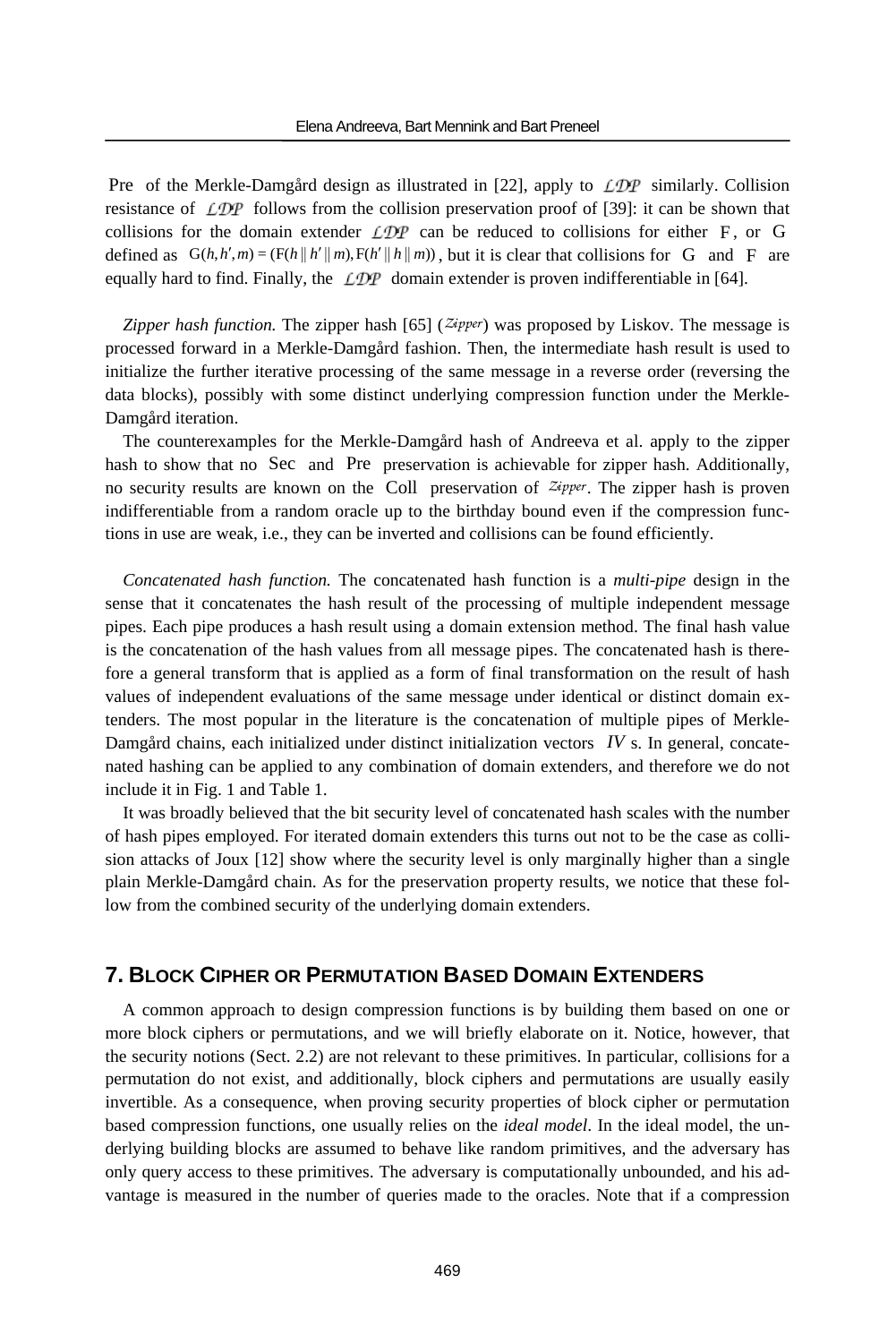Pre of the Merkle-Damgård design as illustrated in [22], apply to $\mathcal{LDP}$ similarly. Collision resistance of $\mathcal{LDP}$ follows from the collision preservation proof of [39]: it can be shown that collisions for the domain extender $\mathcal{LDP}$ can be reduced to collisions for either F, or G defined as $\mathrm{G}(h, h', m) = (\mathrm{F}(h \| h' \| m), \mathrm{F}(h' \| h \| m))$, but it is clear that collisions for G and F are equally hard to find. Finally, the $\mathcal{LDP}$ domain extender is proven indifferentiable in [64].

*Zipper hash function.* The zipper hash [65] ($\mathcal{Zipper}$) was proposed by Liskov. The message is processed forward in a Merkle-Damgård fashion. Then, the intermediate hash result is used to initialize the further iterative processing of the same message in a reverse order (reversing the data blocks), possibly with some distinct underlying compression function under the Merkle-Damgård iteration.

The counterexamples for the Merkle-Damgård hash of Andreeva et al. apply to the zipper hash to show that no Sec and Pre preservation is achievable for zipper hash. Additionally, no security results are known on the Coll preservation of $\mathcal{Zipper}$. The zipper hash is proven indifferentiable from a random oracle up to the birthday bound even if the compression functions in use are weak, i.e., they can be inverted and collisions can be found efficiently.

*Concatenated hash function.* The concatenated hash function is a *multi-pipe* design in the sense that it concatenates the hash result of the processing of multiple independent message pipes. Each pipe produces a hash result using a domain extension method. The final hash value is the concatenation of the hash values from all message pipes. The concatenated hash is therefore a general transform that is applied as a form of final transformation on the result of hash values of independent evaluations of the same message under identical or distinct domain extenders. The most popular in the literature is the concatenation of multiple pipes of Merkle-Damgård chains, each initialized under distinct initialization vectors $IV$ s. In general, concatenated hashing can be applied to any combination of domain extenders, and therefore we do not include it in Fig. 1 and Table 1.

It was broadly believed that the bit security level of concatenated hash scales with the number of hash pipes employed. For iterated domain extenders this turns out not to be the case as collision attacks of Joux [12] show where the security level is only marginally higher than a single plain Merkle-Damgård chain. As for the preservation property results, we notice that these follow from the combined security of the underlying domain extenders.

## 7. Block Cipher or Permutation Based Domain Extenders

A common approach to design compression functions is by building them based on one or more block ciphers or permutations, and we will briefly elaborate on it. Notice, however, that the security notions (Sect. 2.2) are not relevant to these primitives. In particular, collisions for a permutation do not exist, and additionally, block ciphers and permutations are usually easily invertible. As a consequence, when proving security properties of block cipher or permutation based compression functions, one usually relies on the *ideal model*. In the ideal model, the underlying building blocks are assumed to behave like random primitives, and the adversary has only query access to these primitives. The adversary is computationally unbounded, and his advantage is measured in the number of queries made to the oracles. Note that if a compression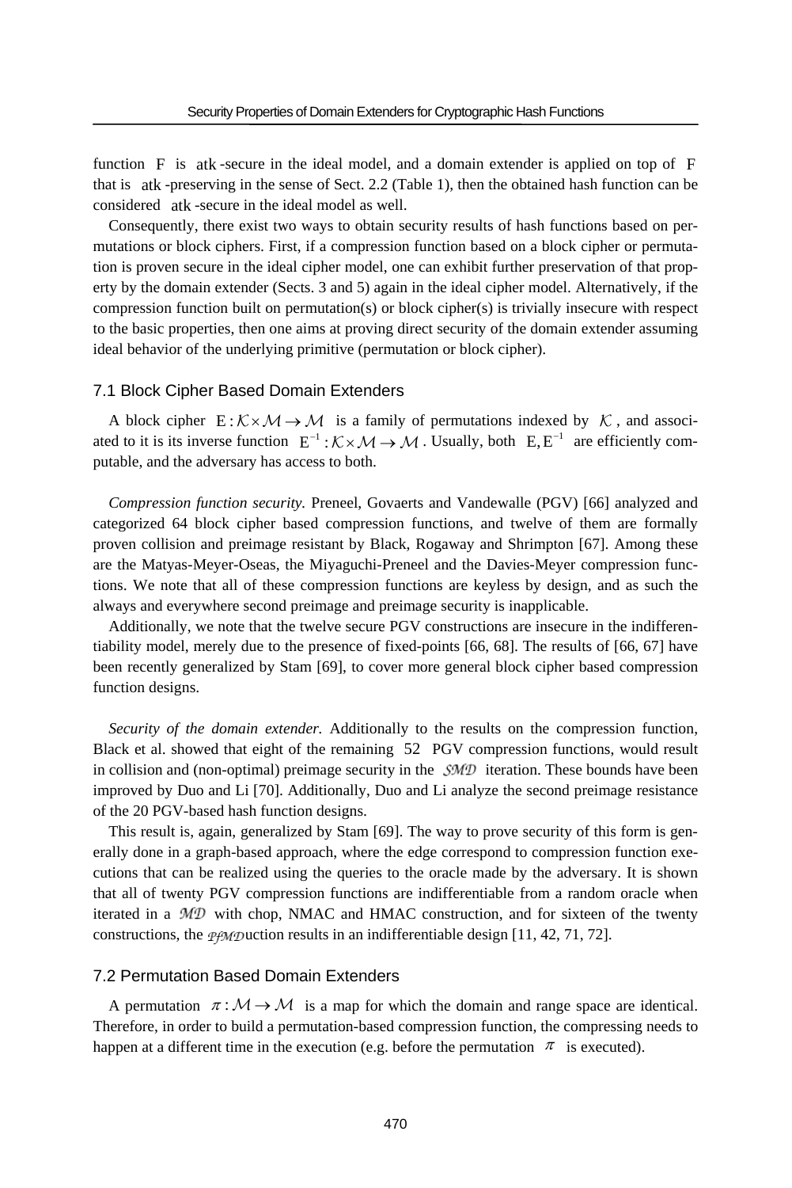function $\mathrm{F}$ is $\mathrm{atk}$-secure in the ideal model, and a domain extender is applied on top of $\mathrm{F}$ that is $\mathrm{atk}$-preserving in the sense of Sect. 2.2 (Table 1), then the obtained hash function can be considered $\mathrm{atk}$-secure in the ideal model as well.

Consequently, there exist two ways to obtain security results of hash functions based on permutations or block ciphers. First, if a compression function based on a block cipher or permutation is proven secure in the ideal cipher model, one can exhibit further preservation of that property by the domain extender (Sects. 3 and 5) again in the ideal cipher model. Alternatively, if the compression function built on permutation(s) or block cipher(s) is trivially insecure with respect to the basic properties, then one aims at proving direct security of the domain extender assuming ideal behavior of the underlying primitive (permutation or block cipher).

### 7.1 Block Cipher Based Domain Extenders

A block cipher $\mathrm{E}:\mathcal{K}\times\mathcal{M}\to\mathcal{M}$ is a family of permutations indexed by $\mathcal{K}$, and associated to it is its inverse function $\mathrm{E}^{-1}:\mathcal{K}\times\mathcal{M}\to\mathcal{M}$. Usually, both $\mathrm{E},\mathrm{E}^{-1}$ are efficiently computable, and the adversary has access to both.

*Compression function security.* Preneel, Govaerts and Vandewalle (PGV) [66] analyzed and categorized 64 block cipher based compression functions, and twelve of them are formally proven collision and preimage resistant by Black, Rogaway and Shrimpton [67]. Among these are the Matyas-Meyer-Oseas, the Miyaguchi-Preneel and the Davies-Meyer compression functions. We note that all of these compression functions are keyless by design, and as such the always and everywhere second preimage and preimage security is inapplicable.

Additionally, we note that the twelve secure PGV constructions are insecure in the indifferentiability model, merely due to the presence of fixed-points [66, 68]. The results of [66, 67] have been recently generalized by Stam [69], to cover more general block cipher based compression function designs.

*Security of the domain extender.* Additionally to the results on the compression function, Black et al. showed that eight of the remaining $52$ PGV compression functions, would result in collision and (non-optimal) preimage security in the $\mathcal{SMD}$ iteration. These bounds have been improved by Duo and Li [70]. Additionally, Duo and Li analyze the second preimage resistance of the 20 PGV-based hash function designs.

This result is, again, generalized by Stam [69]. The way to prove security of this form is generally done in a graph-based approach, where the edge correspond to compression function executions that can be realized using the queries to the oracle made by the adversary. It is shown that all of twenty PGV compression functions are indifferentiable from a random oracle when iterated in a $\mathcal{MD}$ with chop, NMAC and HMAC construction, and for sixteen of the twenty constructions, the $\mathcal{PfMD}$uction results in an indifferentiable design [11, 42, 71, 72].

### 7.2 Permutation Based Domain Extenders

A permutation $\pi:\mathcal{M}\to\mathcal{M}$ is a map for which the domain and range space are identical. Therefore, in order to build a permutation-based compression function, the compressing needs to happen at a different time in the execution (e.g. before the permutation $\pi$ is executed).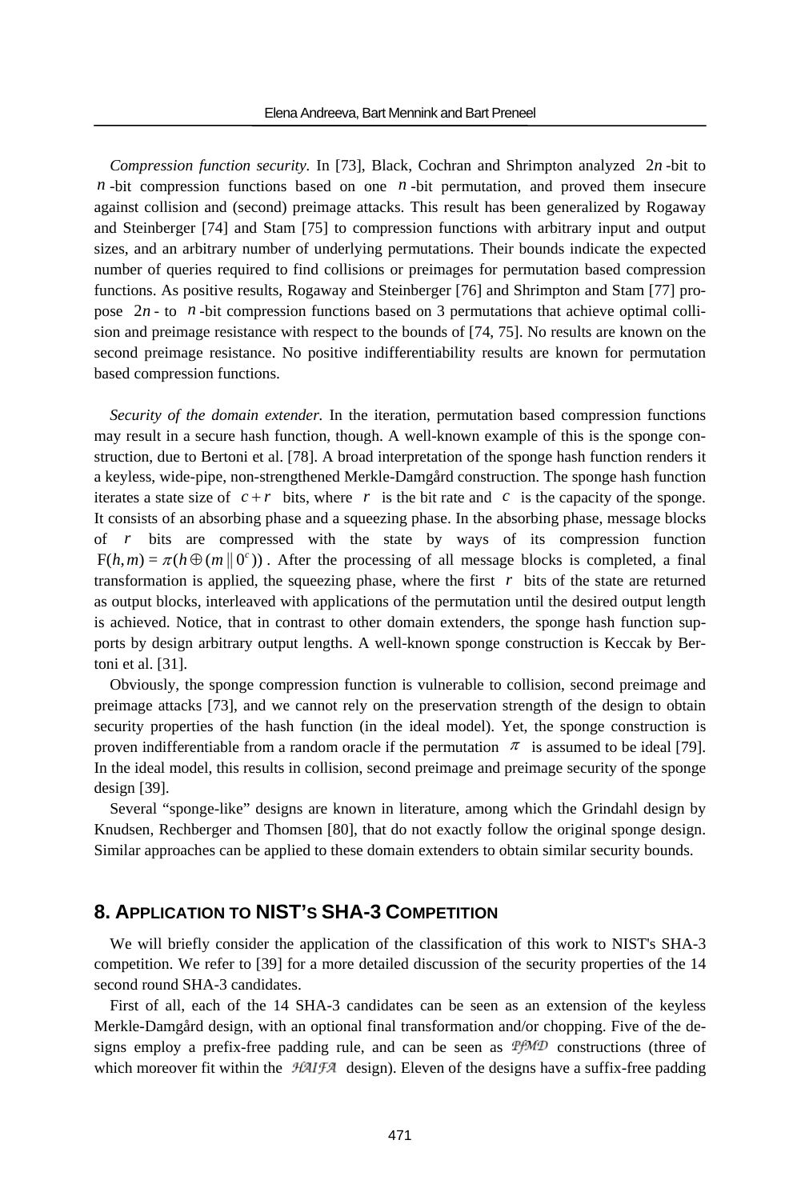*Compression function security.* In [73], Black, Cochran and Shrimpton analyzed $2n$-bit to $n$-bit compression functions based on one $n$-bit permutation, and proved them insecure against collision and (second) preimage attacks. This result has been generalized by Rogaway and Steinberger [74] and Stam [75] to compression functions with arbitrary input and output sizes, and an arbitrary number of underlying permutations. Their bounds indicate the expected number of queries required to find collisions or preimages for permutation based compression functions. As positive results, Rogaway and Steinberger [76] and Shrimpton and Stam [77] propose $2n$- to $n$-bit compression functions based on 3 permutations that achieve optimal collision and preimage resistance with respect to the bounds of [74, 75]. No results are known on the second preimage resistance. No positive indifferentiability results are known for permutation based compression functions.

*Security of the domain extender.* In the iteration, permutation based compression functions may result in a secure hash function, though. A well-known example of this is the sponge construction, due to Bertoni et al. [78]. A broad interpretation of the sponge hash function renders it a keyless, wide-pipe, non-strengthened Merkle-Damgård construction. The sponge hash function iterates a state size of $c+r$ bits, where $r$ is the bit rate and $c$ is the capacity of the sponge. It consists of an absorbing phase and a squeezing phase. In the absorbing phase, message blocks of $r$ bits are compressed with the state by ways of its compression function $\mathrm{F}(h,m) = \pi(h \oplus (m \,\|\, 0^c))$. After the processing of all message blocks is completed, a final transformation is applied, the squeezing phase, where the first $r$ bits of the state are returned as output blocks, interleaved with applications of the permutation until the desired output length is achieved. Notice, that in contrast to other domain extenders, the sponge hash function supports by design arbitrary output lengths. A well-known sponge construction is Keccak by Bertoni et al. [31].

Obviously, the sponge compression function is vulnerable to collision, second preimage and preimage attacks [73], and we cannot rely on the preservation strength of the design to obtain security properties of the hash function (in the ideal model). Yet, the sponge construction is proven indifferentiable from a random oracle if the permutation $\pi$ is assumed to be ideal [79]. In the ideal model, this results in collision, second preimage and preimage security of the sponge design [39].

Several "sponge-like" designs are known in literature, among which the Grindahl design by Knudsen, Rechberger and Thomsen [80], that do not exactly follow the original sponge design. Similar approaches can be applied to these domain extenders to obtain similar security bounds.

## 8. Application to NIST's SHA-3 Competition

We will briefly consider the application of the classification of this work to NIST's SHA-3 competition. We refer to [39] for a more detailed discussion of the security properties of the 14 second round SHA-3 candidates.

First of all, each of the 14 SHA-3 candidates can be seen as an extension of the keyless Merkle-Damgård design, with an optional final transformation and/or chopping. Five of the designs employ a prefix-free padding rule, and can be seen as $\mathcal{PfMD}$ constructions (three of which moreover fit within the $\mathcal{HAIFA}$ design). Eleven of the designs have a suffix-free padding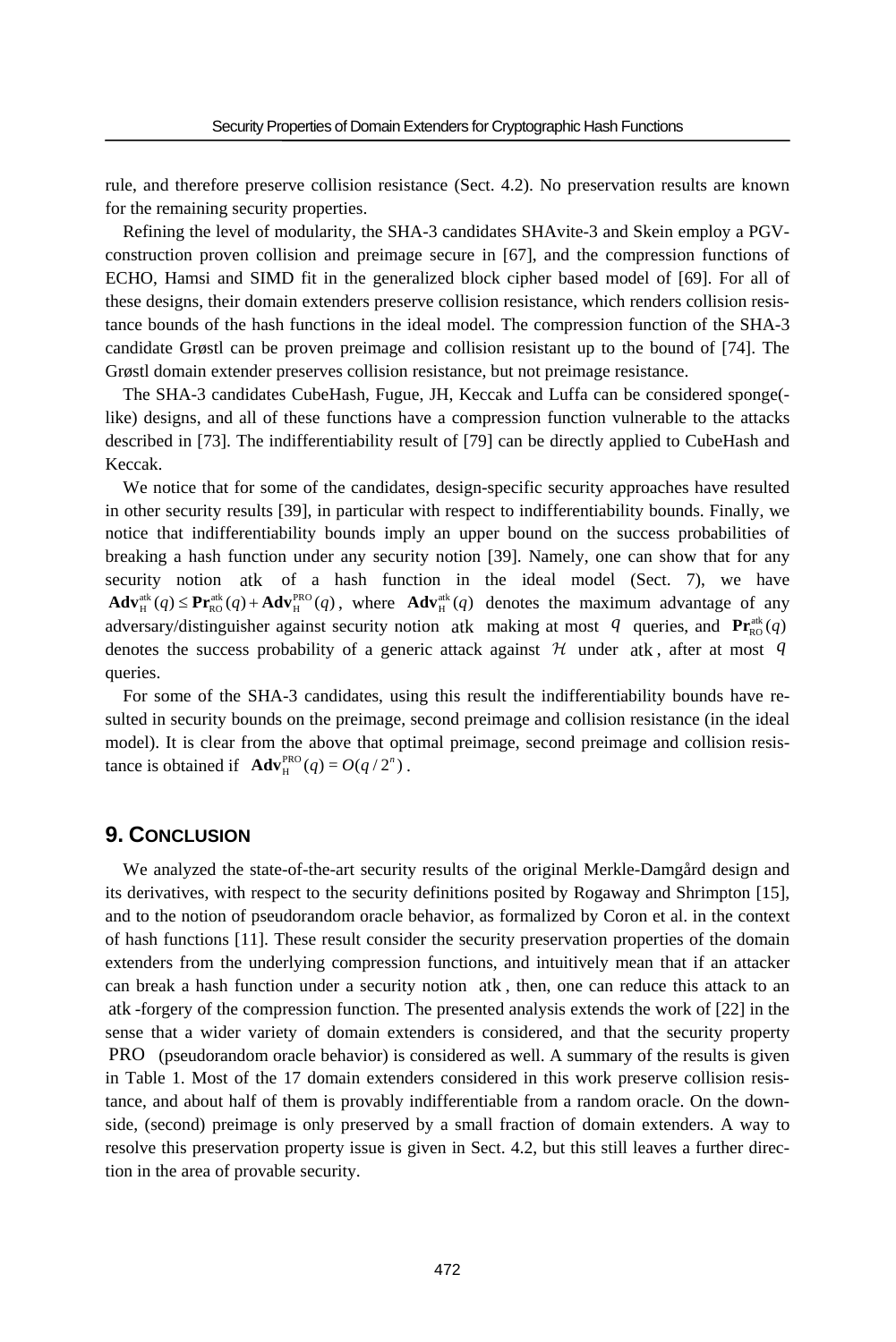rule, and therefore preserve collision resistance (Sect. 4.2). No preservation results are known for the remaining security properties.

Refining the level of modularity, the SHA-3 candidates SHAvite-3 and Skein employ a PGV-construction proven collision and preimage secure in [67], and the compression functions of ECHO, Hamsi and SIMD fit in the generalized block cipher based model of [69]. For all of these designs, their domain extenders preserve collision resistance, which renders collision resistance bounds of the hash functions in the ideal model. The compression function of the SHA-3 candidate Grøstl can be proven preimage and collision resistant up to the bound of [74]. The Grøstl domain extender preserves collision resistance, but not preimage resistance.

The SHA-3 candidates CubeHash, Fugue, JH, Keccak and Luffa can be considered sponge(-like) designs, and all of these functions have a compression function vulnerable to the attacks described in [73]. The indifferentiability result of [79] can be directly applied to CubeHash and Keccak.

We notice that for some of the candidates, design-specific security approaches have resulted in other security results [39], in particular with respect to indifferentiability bounds. Finally, we notice that indifferentiability bounds imply an upper bound on the success probabilities of breaking a hash function under any security notion [39]. Namely, one can show that for any security notion $\mathrm{atk}$ of a hash function in the ideal model (Sect. 7), we have $\mathbf{Adv}_{\mathrm{H}}^{\mathrm{atk}}(q) \le \mathbf{Pr}_{\mathrm{RO}}^{\mathrm{atk}}(q) + \mathbf{Adv}_{\mathrm{H}}^{\mathrm{PRO}}(q)$, where $\mathbf{Adv}_{\mathrm{H}}^{\mathrm{atk}}(q)$ denotes the maximum advantage of any adversary/distinguisher against security notion $\mathrm{atk}$ making at most $q$ queries, and $\mathbf{Pr}_{\mathrm{RO}}^{\mathrm{atk}}(q)$ denotes the success probability of a generic attack against $\mathcal{H}$ under $\mathrm{atk}$, after at most $q$ queries.

For some of the SHA-3 candidates, using this result the indifferentiability bounds have resulted in security bounds on the preimage, second preimage and collision resistance (in the ideal model). It is clear from the above that optimal preimage, second preimage and collision resistance is obtained if $\mathbf{Adv}_{\mathrm{H}}^{\mathrm{PRO}}(q) = O(q/2^n)$.

## 9. Conclusion

We analyzed the state-of-the-art security results of the original Merkle-Damgård design and its derivatives, with respect to the security definitions posited by Rogaway and Shrimpton [15], and to the notion of pseudorandom oracle behavior, as formalized by Coron et al. in the context of hash functions [11]. These result consider the security preservation properties of the domain extenders from the underlying compression functions, and intuitively mean that if an attacker can break a hash function under a security notion $\mathrm{atk}$, then, one can reduce this attack to an $\mathrm{atk}$-forgery of the compression function. The presented analysis extends the work of [22] in the sense that a wider variety of domain extenders is considered, and that the security property $\mathrm{PRO}$ (pseudorandom oracle behavior) is considered as well. A summary of the results is given in Table 1. Most of the 17 domain extenders considered in this work preserve collision resistance, and about half of them is provably indifferentiable from a random oracle. On the downside, (second) preimage is only preserved by a small fraction of domain extenders. A way to resolve this preservation property issue is given in Sect. 4.2, but this still leaves a further direction in the area of provable security.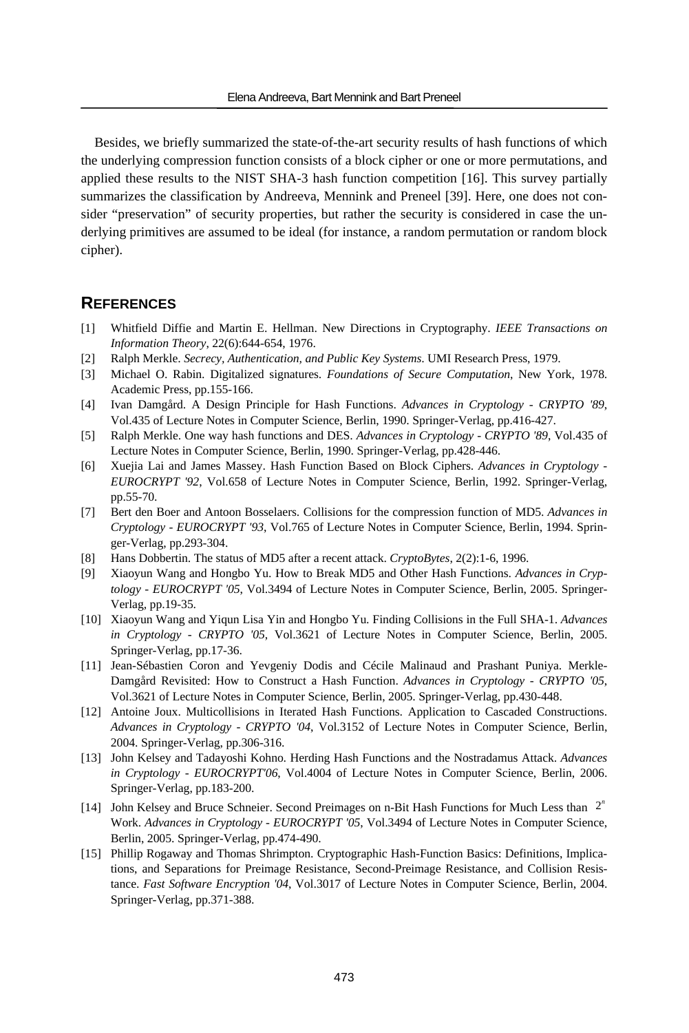Besides, we briefly summarized the state-of-the-art security results of hash functions of which the underlying compression function consists of a block cipher or one or more permutations, and applied these results to the NIST SHA-3 hash function competition [16]. This survey partially summarizes the classification by Andreeva, Mennink and Preneel [39]. Here, one does not consider "preservation" of security properties, but rather the security is considered in case the underlying primitives are assumed to be ideal (for instance, a random permutation or random block cipher).

## REFERENCES

[1] Whitfield Diffie and Martin E. Hellman. New Directions in Cryptography. *IEEE Transactions on Information Theory*, 22(6):644-654, 1976.

[2] Ralph Merkle. *Secrecy, Authentication, and Public Key Systems*. UMI Research Press, 1979.

[3] Michael O. Rabin. Digitalized signatures. *Foundations of Secure Computation*, New York, 1978. Academic Press, pp.155-166.

[4] Ivan Damgård. A Design Principle for Hash Functions. *Advances in Cryptology - CRYPTO '89*, Vol.435 of Lecture Notes in Computer Science, Berlin, 1990. Springer-Verlag, pp.416-427.

[5] Ralph Merkle. One way hash functions and DES. *Advances in Cryptology - CRYPTO '89*, Vol.435 of Lecture Notes in Computer Science, Berlin, 1990. Springer-Verlag, pp.428-446.

[6] Xuejia Lai and James Massey. Hash Function Based on Block Ciphers. *Advances in Cryptology - EUROCRYPT '92*, Vol.658 of Lecture Notes in Computer Science, Berlin, 1992. Springer-Verlag, pp.55-70.

[7] Bert den Boer and Antoon Bosselaers. Collisions for the compression function of MD5. *Advances in Cryptology - EUROCRYPT '93*, Vol.765 of Lecture Notes in Computer Science, Berlin, 1994. Springer-Verlag, pp.293-304.

[8] Hans Dobbertin. The status of MD5 after a recent attack. *CryptoBytes*, 2(2):1-6, 1996.

[9] Xiaoyun Wang and Hongbo Yu. How to Break MD5 and Other Hash Functions. *Advances in Cryptology - EUROCRYPT '05*, Vol.3494 of Lecture Notes in Computer Science, Berlin, 2005. Springer-Verlag, pp.19-35.

[10] Xiaoyun Wang and Yiqun Lisa Yin and Hongbo Yu. Finding Collisions in the Full SHA-1. *Advances in Cryptology - CRYPTO '05*, Vol.3621 of Lecture Notes in Computer Science, Berlin, 2005. Springer-Verlag, pp.17-36.

[11] Jean-Sébastien Coron and Yevgeniy Dodis and Cécile Malinaud and Prashant Puniya. Merkle-Damgård Revisited: How to Construct a Hash Function. *Advances in Cryptology - CRYPTO '05*, Vol.3621 of Lecture Notes in Computer Science, Berlin, 2005. Springer-Verlag, pp.430-448.

[12] Antoine Joux. Multicollisions in Iterated Hash Functions. Application to Cascaded Constructions. *Advances in Cryptology - CRYPTO '04*, Vol.3152 of Lecture Notes in Computer Science, Berlin, 2004. Springer-Verlag, pp.306-316.

[13] John Kelsey and Tadayoshi Kohno. Herding Hash Functions and the Nostradamus Attack. *Advances in Cryptology - EUROCRYPT'06*, Vol.4004 of Lecture Notes in Computer Science, Berlin, 2006. Springer-Verlag, pp.183-200.

[14] John Kelsey and Bruce Schneier. Second Preimages on n-Bit Hash Functions for Much Less than $2^n$ Work. *Advances in Cryptology - EUROCRYPT '05*, Vol.3494 of Lecture Notes in Computer Science, Berlin, 2005. Springer-Verlag, pp.474-490.

[15] Phillip Rogaway and Thomas Shrimpton. Cryptographic Hash-Function Basics: Definitions, Implications, and Separations for Preimage Resistance, Second-Preimage Resistance, and Collision Resistance. *Fast Software Encryption '04*, Vol.3017 of Lecture Notes in Computer Science, Berlin, 2004. Springer-Verlag, pp.371-388.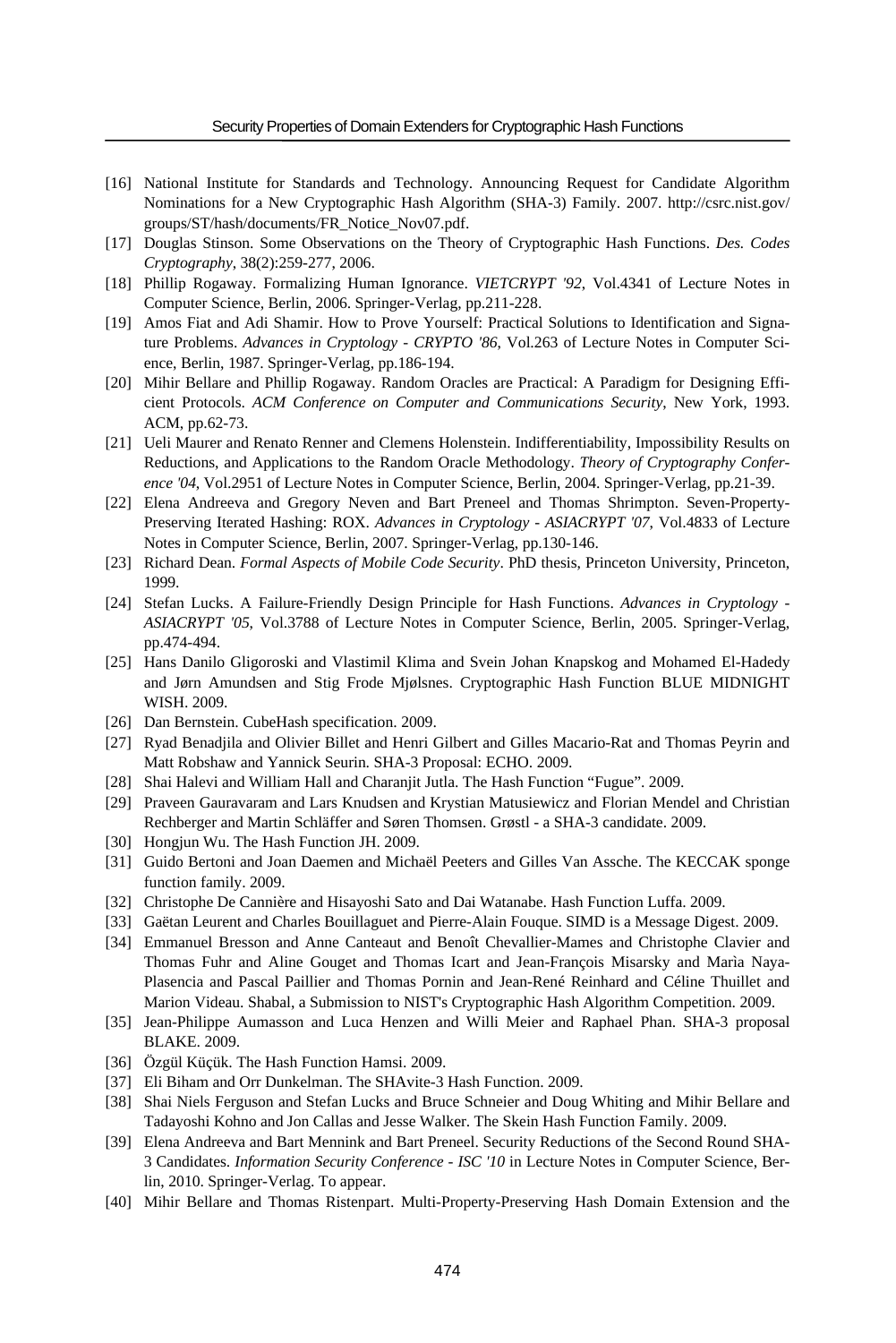[16] National Institute for Standards and Technology. Announcing Request for Candidate Algorithm Nominations for a New Cryptographic Hash Algorithm (SHA-3) Family. 2007. http://csrc.nist.gov/groups/ST/hash/documents/FR_Notice_Nov07.pdf.

[17] Douglas Stinson. Some Observations on the Theory of Cryptographic Hash Functions. *Des. Codes Cryptography*, 38(2):259-277, 2006.

[18] Phillip Rogaway. Formalizing Human Ignorance. *VIETCRYPT '92*, Vol.4341 of Lecture Notes in Computer Science, Berlin, 2006. Springer-Verlag, pp.211-228.

[19] Amos Fiat and Adi Shamir. How to Prove Yourself: Practical Solutions to Identification and Signature Problems. *Advances in Cryptology - CRYPTO '86*, Vol.263 of Lecture Notes in Computer Science, Berlin, 1987. Springer-Verlag, pp.186-194.

[20] Mihir Bellare and Phillip Rogaway. Random Oracles are Practical: A Paradigm for Designing Efficient Protocols. *ACM Conference on Computer and Communications Security*, New York, 1993. ACM, pp.62-73.

[21] Ueli Maurer and Renato Renner and Clemens Holenstein. Indifferentiability, Impossibility Results on Reductions, and Applications to the Random Oracle Methodology. *Theory of Cryptography Conference '04*, Vol.2951 of Lecture Notes in Computer Science, Berlin, 2004. Springer-Verlag, pp.21-39.

[22] Elena Andreeva and Gregory Neven and Bart Preneel and Thomas Shrimpton. Seven-Property-Preserving Iterated Hashing: ROX. *Advances in Cryptology - ASIACRYPT '07*, Vol.4833 of Lecture Notes in Computer Science, Berlin, 2007. Springer-Verlag, pp.130-146.

[23] Richard Dean. *Formal Aspects of Mobile Code Security*. PhD thesis, Princeton University, Princeton, 1999.

[24] Stefan Lucks. A Failure-Friendly Design Principle for Hash Functions. *Advances in Cryptology - ASIACRYPT '05*, Vol.3788 of Lecture Notes in Computer Science, Berlin, 2005. Springer-Verlag, pp.474-494.

[25] Hans Danilo Gligoroski and Vlastimil Klima and Svein Johan Knapskog and Mohamed El-Hadedy and Jørn Amundsen and Stig Frode Mjølsnes. Cryptographic Hash Function BLUE MIDNIGHT WISH. 2009.

[26] Dan Bernstein. CubeHash specification. 2009.

[27] Ryad Benadjila and Olivier Billet and Henri Gilbert and Gilles Macario-Rat and Thomas Peyrin and Matt Robshaw and Yannick Seurin. SHA-3 Proposal: ECHO. 2009.

[28] Shai Halevi and William Hall and Charanjit Jutla. The Hash Function "Fugue". 2009.

[29] Praveen Gauravaram and Lars Knudsen and Krystian Matusiewicz and Florian Mendel and Christian Rechberger and Martin Schläffer and Søren Thomsen. Grøstl - a SHA-3 candidate. 2009.

[30] Hongjun Wu. The Hash Function JH. 2009.

[31] Guido Bertoni and Joan Daemen and Michaël Peeters and Gilles Van Assche. The KECCAK sponge function family. 2009.

[32] Christophe De Cannière and Hisayoshi Sato and Dai Watanabe. Hash Function Luffa. 2009.

[33] Gaëtan Leurent and Charles Bouillaguet and Pierre-Alain Fouque. SIMD is a Message Digest. 2009.

[34] Emmanuel Bresson and Anne Canteaut and Benoît Chevallier-Mames and Christophe Clavier and Thomas Fuhr and Aline Gouget and Thomas Icart and Jean-François Misarsky and Marìa Naya-Plasencia and Pascal Paillier and Thomas Pornin and Jean-René Reinhard and Céline Thuillet and Marion Videau. Shabal, a Submission to NIST's Cryptographic Hash Algorithm Competition. 2009.

[35] Jean-Philippe Aumasson and Luca Henzen and Willi Meier and Raphael Phan. SHA-3 proposal BLAKE. 2009.

[36] Özgül Küçük. The Hash Function Hamsi. 2009.

[37] Eli Biham and Orr Dunkelman. The SHAvite-3 Hash Function. 2009.

[38] Shai Niels Ferguson and Stefan Lucks and Bruce Schneier and Doug Whiting and Mihir Bellare and Tadayoshi Kohno and Jon Callas and Jesse Walker. The Skein Hash Function Family. 2009.

[39] Elena Andreeva and Bart Mennink and Bart Preneel. Security Reductions of the Second Round SHA-3 Candidates. *Information Security Conference - ISC '10* in Lecture Notes in Computer Science, Berlin, 2010. Springer-Verlag. To appear.

[40] Mihir Bellare and Thomas Ristenpart. Multi-Property-Preserving Hash Domain Extension and the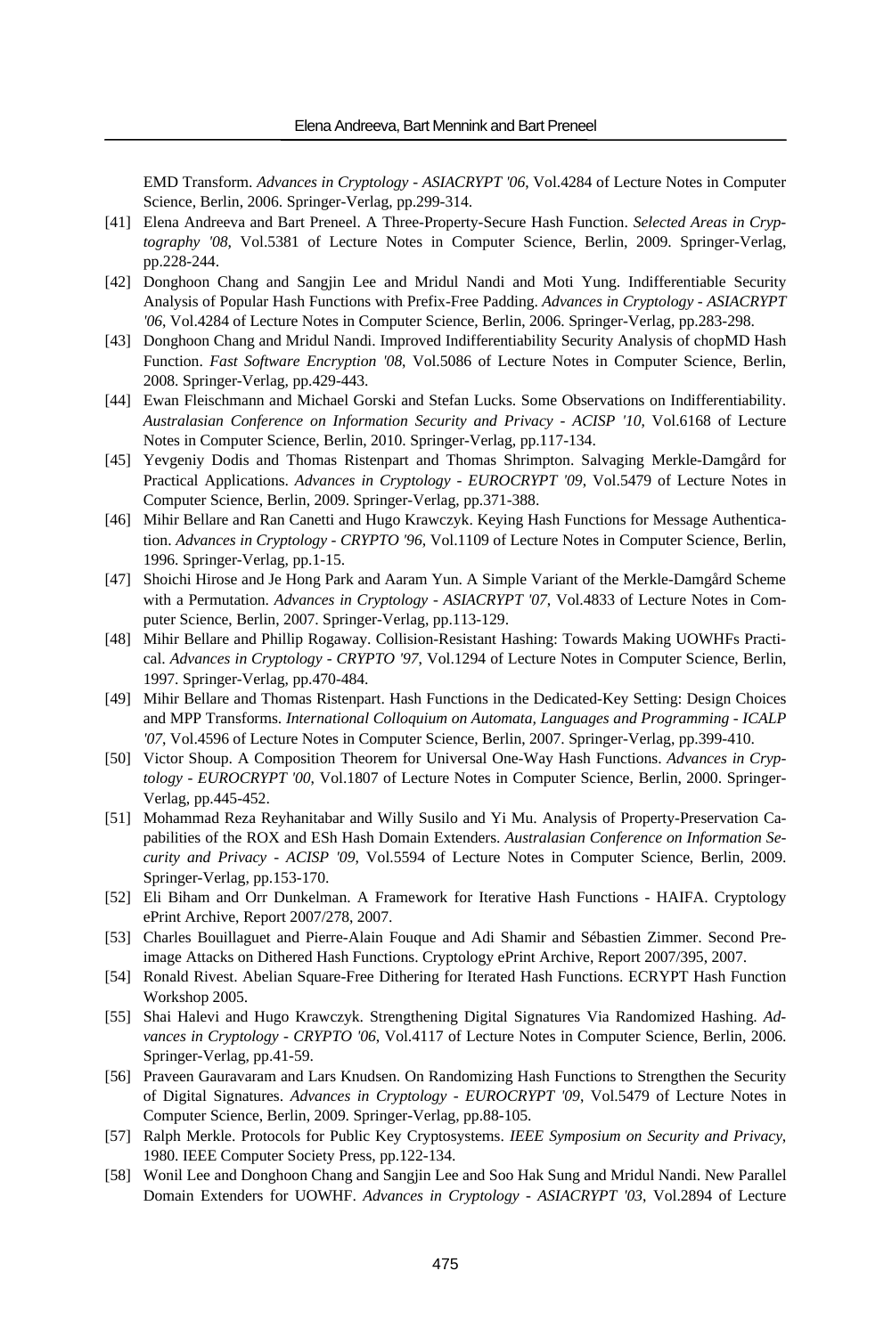EMD Transform. *Advances in Cryptology - ASIACRYPT '06*, Vol.4284 of Lecture Notes in Computer Science, Berlin, 2006. Springer-Verlag, pp.299-314.

[41] Elena Andreeva and Bart Preneel. A Three-Property-Secure Hash Function. *Selected Areas in Cryptography '08*, Vol.5381 of Lecture Notes in Computer Science, Berlin, 2009. Springer-Verlag, pp.228-244.

[42] Donghoon Chang and Sangjin Lee and Mridul Nandi and Moti Yung. Indifferentiable Security Analysis of Popular Hash Functions with Prefix-Free Padding. *Advances in Cryptology - ASIACRYPT '06*, Vol.4284 of Lecture Notes in Computer Science, Berlin, 2006. Springer-Verlag, pp.283-298.

[43] Donghoon Chang and Mridul Nandi. Improved Indifferentiability Security Analysis of chopMD Hash Function. *Fast Software Encryption '08*, Vol.5086 of Lecture Notes in Computer Science, Berlin, 2008. Springer-Verlag, pp.429-443.

[44] Ewan Fleischmann and Michael Gorski and Stefan Lucks. Some Observations on Indifferentiability. *Australasian Conference on Information Security and Privacy - ACISP '10*, Vol.6168 of Lecture Notes in Computer Science, Berlin, 2010. Springer-Verlag, pp.117-134.

[45] Yevgeniy Dodis and Thomas Ristenpart and Thomas Shrimpton. Salvaging Merkle-Damgård for Practical Applications. *Advances in Cryptology - EUROCRYPT '09*, Vol.5479 of Lecture Notes in Computer Science, Berlin, 2009. Springer-Verlag, pp.371-388.

[46] Mihir Bellare and Ran Canetti and Hugo Krawczyk. Keying Hash Functions for Message Authentication. *Advances in Cryptology - CRYPTO '96*, Vol.1109 of Lecture Notes in Computer Science, Berlin, 1996. Springer-Verlag, pp.1-15.

[47] Shoichi Hirose and Je Hong Park and Aaram Yun. A Simple Variant of the Merkle-Damgård Scheme with a Permutation. *Advances in Cryptology - ASIACRYPT '07*, Vol.4833 of Lecture Notes in Computer Science, Berlin, 2007. Springer-Verlag, pp.113-129.

[48] Mihir Bellare and Phillip Rogaway. Collision-Resistant Hashing: Towards Making UOWHFs Practical. *Advances in Cryptology - CRYPTO '97*, Vol.1294 of Lecture Notes in Computer Science, Berlin, 1997. Springer-Verlag, pp.470-484.

[49] Mihir Bellare and Thomas Ristenpart. Hash Functions in the Dedicated-Key Setting: Design Choices and MPP Transforms. *International Colloquium on Automata, Languages and Programming - ICALP '07*, Vol.4596 of Lecture Notes in Computer Science, Berlin, 2007. Springer-Verlag, pp.399-410.

[50] Victor Shoup. A Composition Theorem for Universal One-Way Hash Functions. *Advances in Cryptology - EUROCRYPT '00*, Vol.1807 of Lecture Notes in Computer Science, Berlin, 2000. Springer-Verlag, pp.445-452.

[51] Mohammad Reza Reyhanitabar and Willy Susilo and Yi Mu. Analysis of Property-Preservation Capabilities of the ROX and ESh Hash Domain Extenders. *Australasian Conference on Information Security and Privacy - ACISP '09*, Vol.5594 of Lecture Notes in Computer Science, Berlin, 2009. Springer-Verlag, pp.153-170.

[52] Eli Biham and Orr Dunkelman. A Framework for Iterative Hash Functions - HAIFA. Cryptology ePrint Archive, Report 2007/278, 2007.

[53] Charles Bouillaguet and Pierre-Alain Fouque and Adi Shamir and Sébastien Zimmer. Second Preimage Attacks on Dithered Hash Functions. Cryptology ePrint Archive, Report 2007/395, 2007.

[54] Ronald Rivest. Abelian Square-Free Dithering for Iterated Hash Functions. ECRYPT Hash Function Workshop 2005.

[55] Shai Halevi and Hugo Krawczyk. Strengthening Digital Signatures Via Randomized Hashing. *Advances in Cryptology - CRYPTO '06*, Vol.4117 of Lecture Notes in Computer Science, Berlin, 2006. Springer-Verlag, pp.41-59.

[56] Praveen Gauravaram and Lars Knudsen. On Randomizing Hash Functions to Strengthen the Security of Digital Signatures. *Advances in Cryptology - EUROCRYPT '09*, Vol.5479 of Lecture Notes in Computer Science, Berlin, 2009. Springer-Verlag, pp.88-105.

[57] Ralph Merkle. Protocols for Public Key Cryptosystems. *IEEE Symposium on Security and Privacy*, 1980. IEEE Computer Society Press, pp.122-134.

[58] Wonil Lee and Donghoon Chang and Sangjin Lee and Soo Hak Sung and Mridul Nandi. New Parallel Domain Extenders for UOWHF. *Advances in Cryptology - ASIACRYPT '03*, Vol.2894 of Lecture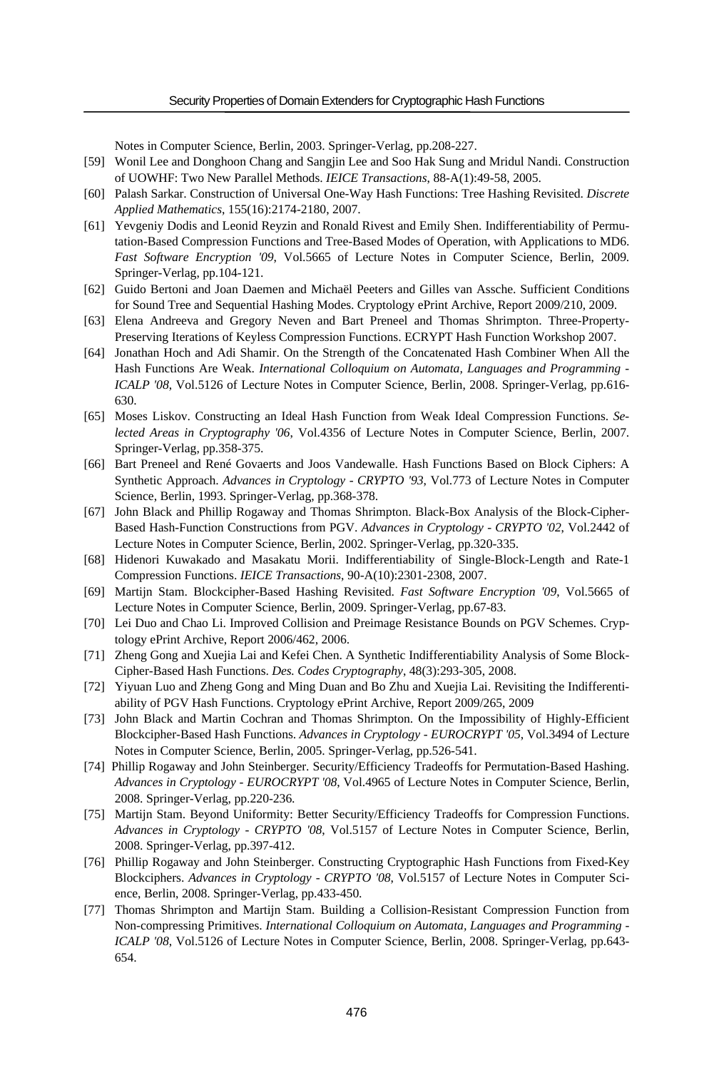Notes in Computer Science, Berlin, 2003. Springer-Verlag, pp.208-227.

[59] Wonil Lee and Donghoon Chang and Sangjin Lee and Soo Hak Sung and Mridul Nandi. Construction of UOWHF: Two New Parallel Methods. *IEICE Transactions*, 88-A(1):49-58, 2005.

[60] Palash Sarkar. Construction of Universal One-Way Hash Functions: Tree Hashing Revisited. *Discrete Applied Mathematics*, 155(16):2174-2180, 2007.

[61] Yevgeniy Dodis and Leonid Reyzin and Ronald Rivest and Emily Shen. Indifferentiability of Permutation-Based Compression Functions and Tree-Based Modes of Operation, with Applications to MD6. *Fast Software Encryption '09*, Vol.5665 of Lecture Notes in Computer Science, Berlin, 2009. Springer-Verlag, pp.104-121.

[62] Guido Bertoni and Joan Daemen and Michaël Peeters and Gilles van Assche. Sufficient Conditions for Sound Tree and Sequential Hashing Modes. Cryptology ePrint Archive, Report 2009/210, 2009.

[63] Elena Andreeva and Gregory Neven and Bart Preneel and Thomas Shrimpton. Three-Property-Preserving Iterations of Keyless Compression Functions. ECRYPT Hash Function Workshop 2007.

[64] Jonathan Hoch and Adi Shamir. On the Strength of the Concatenated Hash Combiner When All the Hash Functions Are Weak. *International Colloquium on Automata, Languages and Programming - ICALP '08*, Vol.5126 of Lecture Notes in Computer Science, Berlin, 2008. Springer-Verlag, pp.616-630.

[65] Moses Liskov. Constructing an Ideal Hash Function from Weak Ideal Compression Functions. *Selected Areas in Cryptography '06*, Vol.4356 of Lecture Notes in Computer Science, Berlin, 2007. Springer-Verlag, pp.358-375.

[66] Bart Preneel and René Govaerts and Joos Vandewalle. Hash Functions Based on Block Ciphers: A Synthetic Approach. *Advances in Cryptology - CRYPTO '93*, Vol.773 of Lecture Notes in Computer Science, Berlin, 1993. Springer-Verlag, pp.368-378.

[67] John Black and Phillip Rogaway and Thomas Shrimpton. Black-Box Analysis of the Block-Cipher-Based Hash-Function Constructions from PGV. *Advances in Cryptology - CRYPTO '02*, Vol.2442 of Lecture Notes in Computer Science, Berlin, 2002. Springer-Verlag, pp.320-335.

[68] Hidenori Kuwakado and Masakatu Morii. Indifferentiability of Single-Block-Length and Rate-1 Compression Functions. *IEICE Transactions*, 90-A(10):2301-2308, 2007.

[69] Martijn Stam. Blockcipher-Based Hashing Revisited. *Fast Software Encryption '09*, Vol.5665 of Lecture Notes in Computer Science, Berlin, 2009. Springer-Verlag, pp.67-83.

[70] Lei Duo and Chao Li. Improved Collision and Preimage Resistance Bounds on PGV Schemes. Cryptology ePrint Archive, Report 2006/462, 2006.

[71] Zheng Gong and Xuejia Lai and Kefei Chen. A Synthetic Indifferentiability Analysis of Some Block-Cipher-Based Hash Functions. *Des. Codes Cryptography*, 48(3):293-305, 2008.

[72] Yiyuan Luo and Zheng Gong and Ming Duan and Bo Zhu and Xuejia Lai. Revisiting the Indifferentiability of PGV Hash Functions. Cryptology ePrint Archive, Report 2009/265, 2009

[73] John Black and Martin Cochran and Thomas Shrimpton. On the Impossibility of Highly-Efficient Blockcipher-Based Hash Functions. *Advances in Cryptology - EUROCRYPT '05*, Vol.3494 of Lecture Notes in Computer Science, Berlin, 2005. Springer-Verlag, pp.526-541.

[74] Phillip Rogaway and John Steinberger. Security/Efficiency Tradeoffs for Permutation-Based Hashing. *Advances in Cryptology - EUROCRYPT '08*, Vol.4965 of Lecture Notes in Computer Science, Berlin, 2008. Springer-Verlag, pp.220-236.

[75] Martijn Stam. Beyond Uniformity: Better Security/Efficiency Tradeoffs for Compression Functions. *Advances in Cryptology - CRYPTO '08*, Vol.5157 of Lecture Notes in Computer Science, Berlin, 2008. Springer-Verlag, pp.397-412.

[76] Phillip Rogaway and John Steinberger. Constructing Cryptographic Hash Functions from Fixed-Key Blockciphers. *Advances in Cryptology - CRYPTO '08*, Vol.5157 of Lecture Notes in Computer Science, Berlin, 2008. Springer-Verlag, pp.433-450.

[77] Thomas Shrimpton and Martijn Stam. Building a Collision-Resistant Compression Function from Non-compressing Primitives. *International Colloquium on Automata, Languages and Programming - ICALP '08*, Vol.5126 of Lecture Notes in Computer Science, Berlin, 2008. Springer-Verlag, pp.643-654.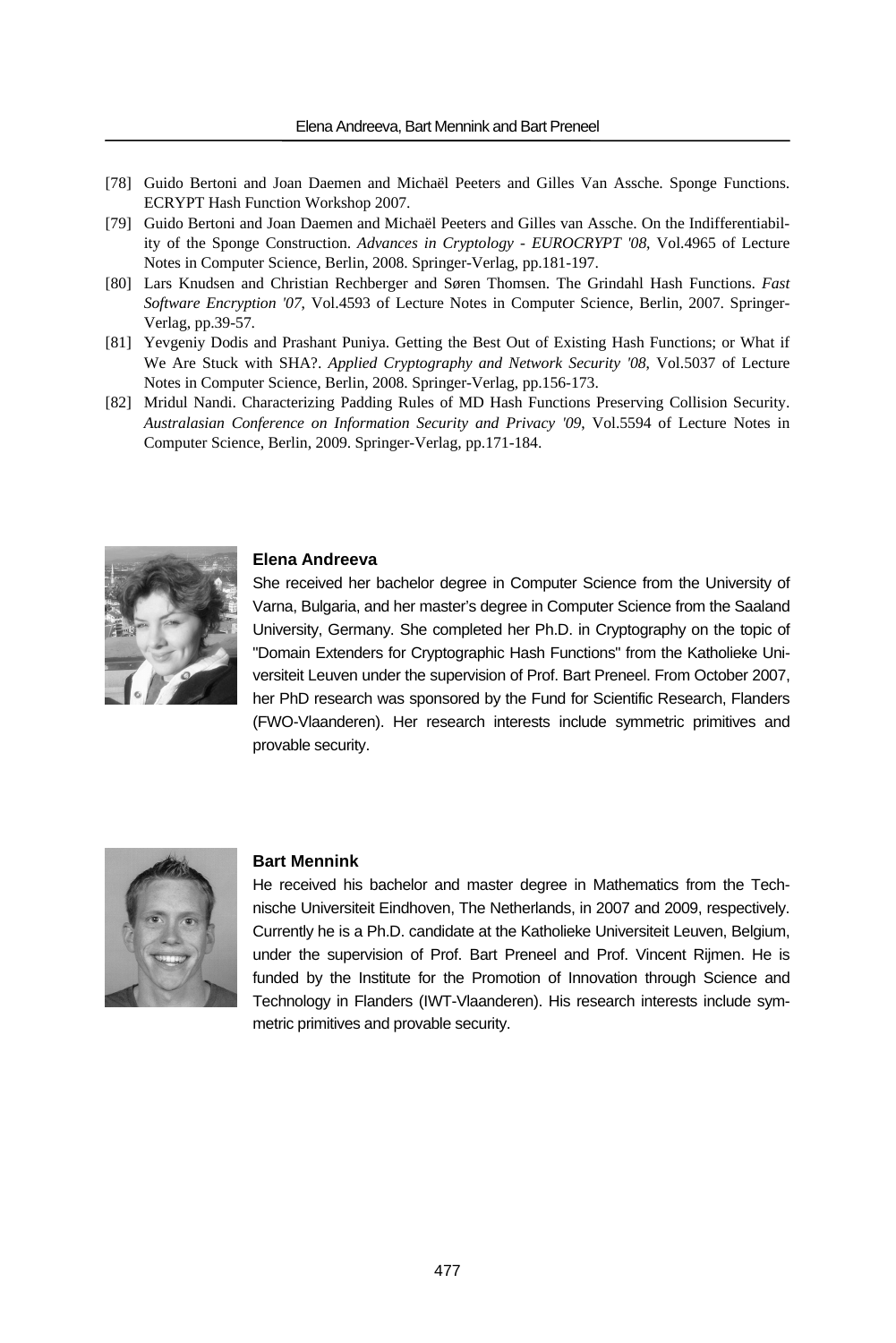[78] Guido Bertoni and Joan Daemen and Michaël Peeters and Gilles Van Assche. Sponge Functions. ECRYPT Hash Function Workshop 2007.

[79] Guido Bertoni and Joan Daemen and Michaël Peeters and Gilles van Assche. On the Indifferentiability of the Sponge Construction. *Advances in Cryptology - EUROCRYPT '08*, Vol.4965 of Lecture Notes in Computer Science, Berlin, 2008. Springer-Verlag, pp.181-197.

[80] Lars Knudsen and Christian Rechberger and Søren Thomsen. The Grindahl Hash Functions. *Fast Software Encryption '07*, Vol.4593 of Lecture Notes in Computer Science, Berlin, 2007. Springer-Verlag, pp.39-57.

[81] Yevgeniy Dodis and Prashant Puniya. Getting the Best Out of Existing Hash Functions; or What if We Are Stuck with SHA?. *Applied Cryptography and Network Security '08*, Vol.5037 of Lecture Notes in Computer Science, Berlin, 2008. Springer-Verlag, pp.156-173.

[82] Mridul Nandi. Characterizing Padding Rules of MD Hash Functions Preserving Collision Security. *Australasian Conference on Information Security and Privacy '09*, Vol.5594 of Lecture Notes in Computer Science, Berlin, 2009. Springer-Verlag, pp.171-184.

**Elena Andreeva**

She received her bachelor degree in Computer Science from the University of Varna, Bulgaria, and her master's degree in Computer Science from the Saaland University, Germany. She completed her Ph.D. in Cryptography on the topic of "Domain Extenders for Cryptographic Hash Functions" from the Katholieke Universiteit Leuven under the supervision of Prof. Bart Preneel. From October 2007, her PhD research was sponsored by the Fund for Scientific Research, Flanders (FWO-Vlaanderen). Her research interests include symmetric primitives and provable security.

**Bart Mennink**

He received his bachelor and master degree in Mathematics from the Technische Universiteit Eindhoven, The Netherlands, in 2007 and 2009, respectively. Currently he is a Ph.D. candidate at the Katholieke Universiteit Leuven, Belgium, under the supervision of Prof. Bart Preneel and Prof. Vincent Rijmen. He is funded by the Institute for the Promotion of Innovation through Science and Technology in Flanders (IWT-Vlaanderen). His research interests include symmetric primitives and provable security.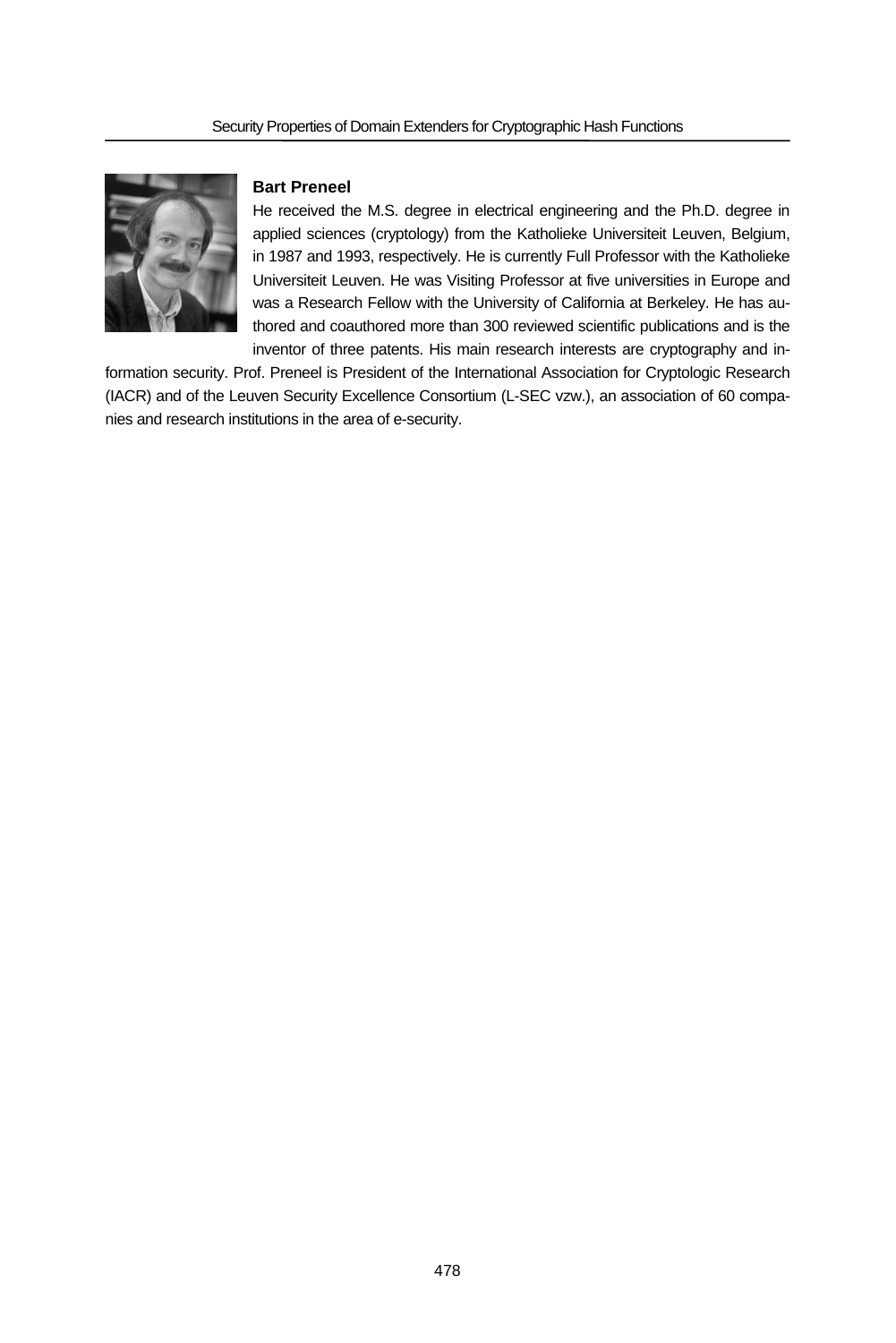**Bart Preneel**

He received the M.S. degree in electrical engineering and the Ph.D. degree in applied sciences (cryptology) from the Katholieke Universiteit Leuven, Belgium, in 1987 and 1993, respectively. He is currently Full Professor with the Katholieke Universiteit Leuven. He was Visiting Professor at five universities in Europe and was a Research Fellow with the University of California at Berkeley. He has authored and coauthored more than 300 reviewed scientific publications and is the inventor of three patents. His main research interests are cryptography and information security. Prof. Preneel is President of the International Association for Cryptologic Research (IACR) and of the Leuven Security Excellence Consortium (L-SEC vzw.), an association of 60 companies and research institutions in the area of e-security.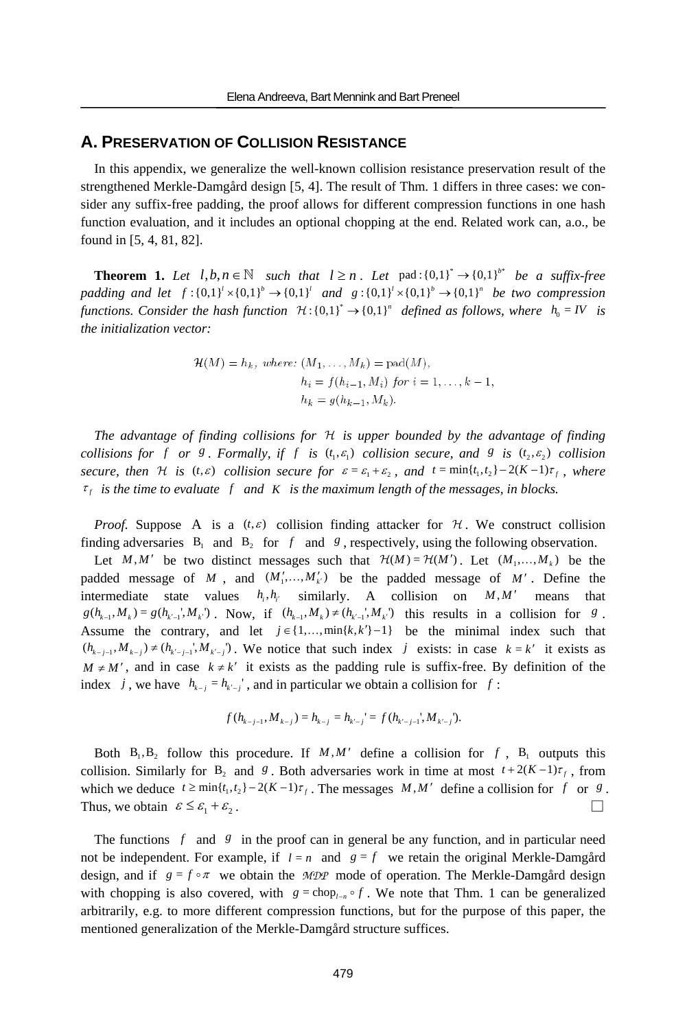## A. Preservation of Collision Resistance

In this appendix, we generalize the well-known collision resistance preservation result of the strengthened Merkle-Damgård design [5, 4]. The result of Thm. 1 differs in three cases: we consider any suffix-free padding, the proof allows for different compression functions in one hash function evaluation, and it includes an optional chopping at the end. Related work can, a.o., be found in [5, 4, 81, 82].

**Theorem 1.** *Let $l, b, n \in \mathbb{N}$ such that $l \geq n$. Let $\text{pad}: \{0,1\}^* \to \{0,1\}^{b*}$ be a suffix-free padding and let $f: \{0,1\}^l \times \{0,1\}^b \to \{0,1\}^l$ and $g: \{0,1\}^l \times \{0,1\}^b \to \{0,1\}^n$ be two compression functions. Consider the hash function $\mathcal{H}: \{0,1\}^* \to \{0,1\}^n$ defined as follows, where $h_0 = IV$ is the initialization vector:*

$$
\begin{aligned}
\mathcal{H}(M) = h_k, \text{ where: } & (M_1, \ldots, M_k) = \text{pad}(M), \\
& h_i = f(h_{i-1}, M_i) \text{ for } i = 1, \ldots, k-1, \\
& h_k = g(h_{k-1}, M_k).
\end{aligned}
$$

*The advantage of finding collisions for $\mathcal{H}$ is upper bounded by the advantage of finding collisions for $f$ or $g$. Formally, if $f$ is $(t_1, \varepsilon_1)$ collision secure, and $g$ is $(t_2, \varepsilon_2)$ collision secure, then $\mathcal{H}$ is $(t, \varepsilon)$ collision secure for $\varepsilon = \varepsilon_1 + \varepsilon_2$, and $t = \min\{t_1, t_2\} - 2(K-1)\tau_f$, where $\tau_f$ is the time to evaluate $f$ and $K$ is the maximum length of the messages, in blocks.*

*Proof.* Suppose A is a $(t, \varepsilon)$ collision finding attacker for $\mathcal{H}$. We construct collision finding adversaries $\text{B}_1$ and $\text{B}_2$ for $f$ and $g$, respectively, using the following observation.

Let $M, M'$ be two distinct messages such that $\mathcal{H}(M) = \mathcal{H}(M')$. Let $(M_1, \ldots, M_k)$ be the padded message of $M$, and $(M'_1, \ldots, M'_{k'})$ be the padded message of $M'$. Define the intermediate state values $h_i, h_{i'}$ similarly. A collision on $M, M'$ means that $g(h_{k-1}, M_k) = g(h_{k'-1}', M_{k'}')$. Now, if $(h_{k-1}, M_k) \neq (h_{k'-1}', M_{k'}')$ this results in a collision for $g$. Assume the contrary, and let $j \in \{1, \ldots, \min\{k, k'\} - 1\}$ be the minimal index such that $(h_{k-j-1}, M_{k-j}) \neq (h_{k'-j-1}', M_{k'-j}')$. We notice that such index $j$ exists: in case $k = k'$ it exists as $M \neq M'$, and in case $k \neq k'$ it exists as the padding rule is suffix-free. By definition of the index $j$, we have $h_{k-j} = h_{k'-j}'$, and in particular we obtain a collision for $f$:

$$
f(h_{k-j-1}, M_{k-j}) = h_{k-j} = h_{k'-j}' = f(h_{k'-j-1}', M_{k'-j}').
$$

Both $\text{B}_1, \text{B}_2$ follow this procedure. If $M, M'$ define a collision for $f$, $\text{B}_1$ outputs this collision. Similarly for $\text{B}_2$ and $g$. Both adversaries work in time at most $t + 2(K-1)\tau_f$, from which we deduce $t \geq \min\{t_1, t_2\} - 2(K-1)\tau_f$. The messages $M, M'$ define a collision for $f$ or $g$. Thus, we obtain $\varepsilon \leq \varepsilon_1 + \varepsilon_2$. □

The functions $f$ and $g$ in the proof can in general be any function, and in particular need not be independent. For example, if $l = n$ and $g = f$ we retain the original Merkle-Damgård design, and if $g = f \circ \pi$ we obtain the $\mathcal{MDP}$ mode of operation. The Merkle-Damgård design with chopping is also covered, with $g = \text{chop}_{l-n} \circ f$. We note that Thm. 1 can be generalized arbitrarily, e.g. to more different compression functions, but for the purpose of this paper, the mentioned generalization of the Merkle-Damgård structure suffices.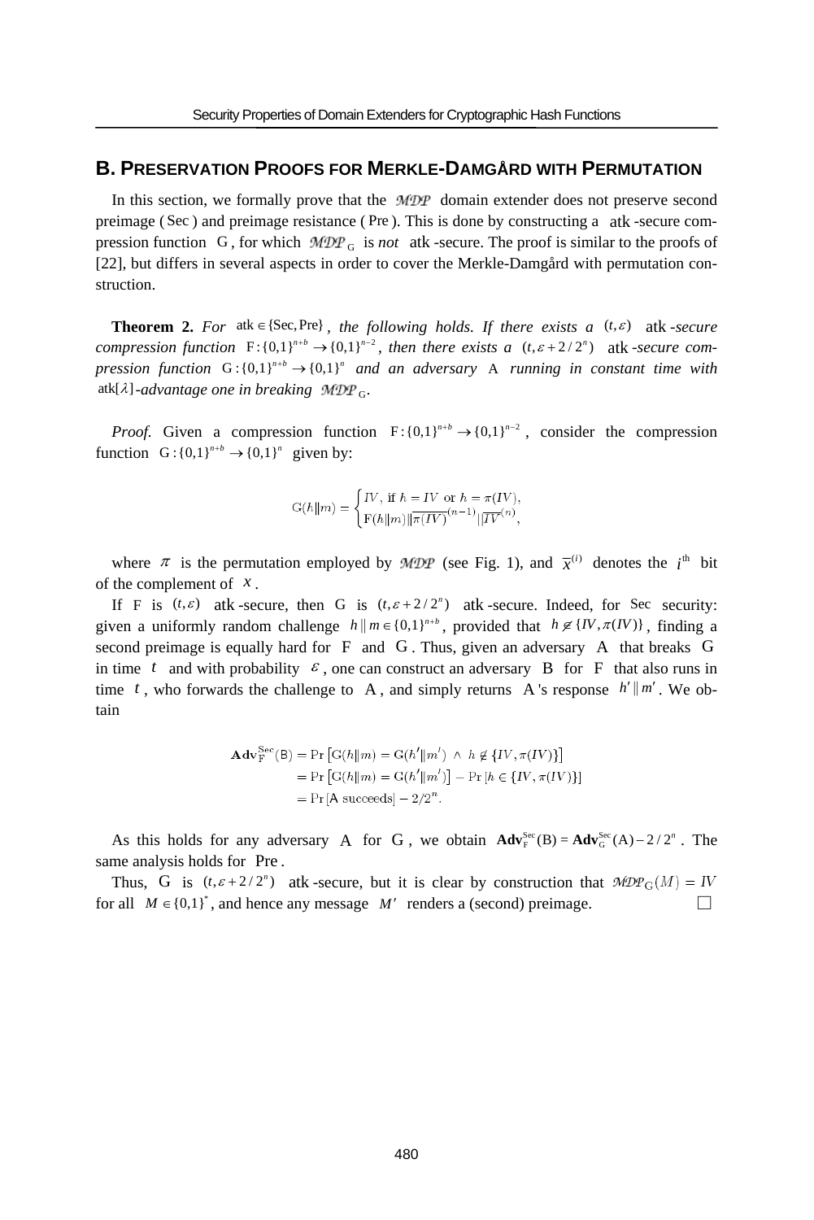## B. Preservation Proofs for Merkle-Damgård with Permutation

In this section, we formally prove that the $\mathcal{MDP}$ domain extender does not preserve second preimage ( Sec ) and preimage resistance ( Pre ). This is done by constructing a atk -secure compression function G , for which $\mathcal{MDP}_{\mathrm{G}}$ is *not* atk -secure. The proof is similar to the proofs of [22], but differs in several aspects in order to cover the Merkle-Damgård with permutation construction.

**Theorem 2.** *For* $\mathrm{atk} \in \{\mathrm{Sec}, \mathrm{Pre}\}$ *, the following holds. If there exists a* $(t, \varepsilon)$ atk *-secure compression function* $\mathrm{F}: \{0,1\}^{n+b} \to \{0,1\}^{n-2}$ *, then there exists a* $(t, \varepsilon + 2/2^n)$ atk *-secure compression function* $\mathrm{G}: \{0,1\}^{n+b} \to \{0,1\}^{n}$ *and an adversary* A *running in constant time with* $\mathrm{atk}[\lambda]$ *-advantage one in breaking* $\mathcal{MDP}_{\mathrm{G}}$.

*Proof.* Given a compression function $\mathrm{F}: \{0,1\}^{n+b} \to \{0,1\}^{n-2}$ , consider the compression function $\mathrm{G}: \{0,1\}^{n+b} \to \{0,1\}^{n}$ given by:

$$\mathrm{G}(h \| m) = \begin{cases} IV, \text{ if } h = IV \text{ or } h = \pi(IV), \\ \mathrm{F}(h\|m) \| \overline{\pi(IV)}^{(n-1)} \| \overline{IV}^{(n)}, \end{cases}$$

where $\pi$ is the permutation employed by $\mathcal{MDP}$ (see Fig. 1), and $\overline{x}^{(i)}$ denotes the $i^{\text{th}}$ bit of the complement of $x$ .

If F is $(t, \varepsilon)$ atk -secure, then G is $(t, \varepsilon + 2/2^n)$ atk -secure. Indeed, for Sec security: given a uniformly random challenge $h \| m \in \{0,1\}^{n+b}$ , provided that $h \not\in \{IV, \pi(IV)\}$ , finding a second preimage is equally hard for F and G . Thus, given an adversary A that breaks G in time $t$ and with probability $\varepsilon$ , one can construct an adversary B for F that also runs in time $t$ , who forwards the challenge to A , and simply returns A 's response $h' \| m'$ . We obtain

$$\begin{aligned}
\mathbf{Adv}_{\mathrm{F}}^{\mathrm{Sec}}(\mathsf{B}) &= \Pr\left[\mathrm{G}(h\|m) = \mathrm{G}(h'\|m') \ \wedge \ h \notin \{IV, \pi(IV)\}\right] \\
&= \Pr\left[\mathrm{G}(h\|m) = \mathrm{G}(h'\|m')\right] - \Pr\left[h \in \{IV, \pi(IV)\}\right] \\
&= \Pr\left[\mathsf{A} \text{ succeeds}\right] - 2/2^n.
\end{aligned}$$

As this holds for any adversary A for G , we obtain $\mathbf{Adv}_{\mathrm{F}}^{\mathrm{Sec}}(\mathrm{B}) = \mathbf{Adv}_{\mathrm{G}}^{\mathrm{Sec}}(\mathrm{A}) - 2/2^n$ . The same analysis holds for Pre .

Thus, G is $(t, \varepsilon + 2/2^n)$ atk -secure, but it is clear by construction that $\mathcal{MDP}_{\mathrm{G}}(M) = IV$ for all $M \in \{0,1\}^*$ , and hence any message $M'$ renders a (second) preimage. □